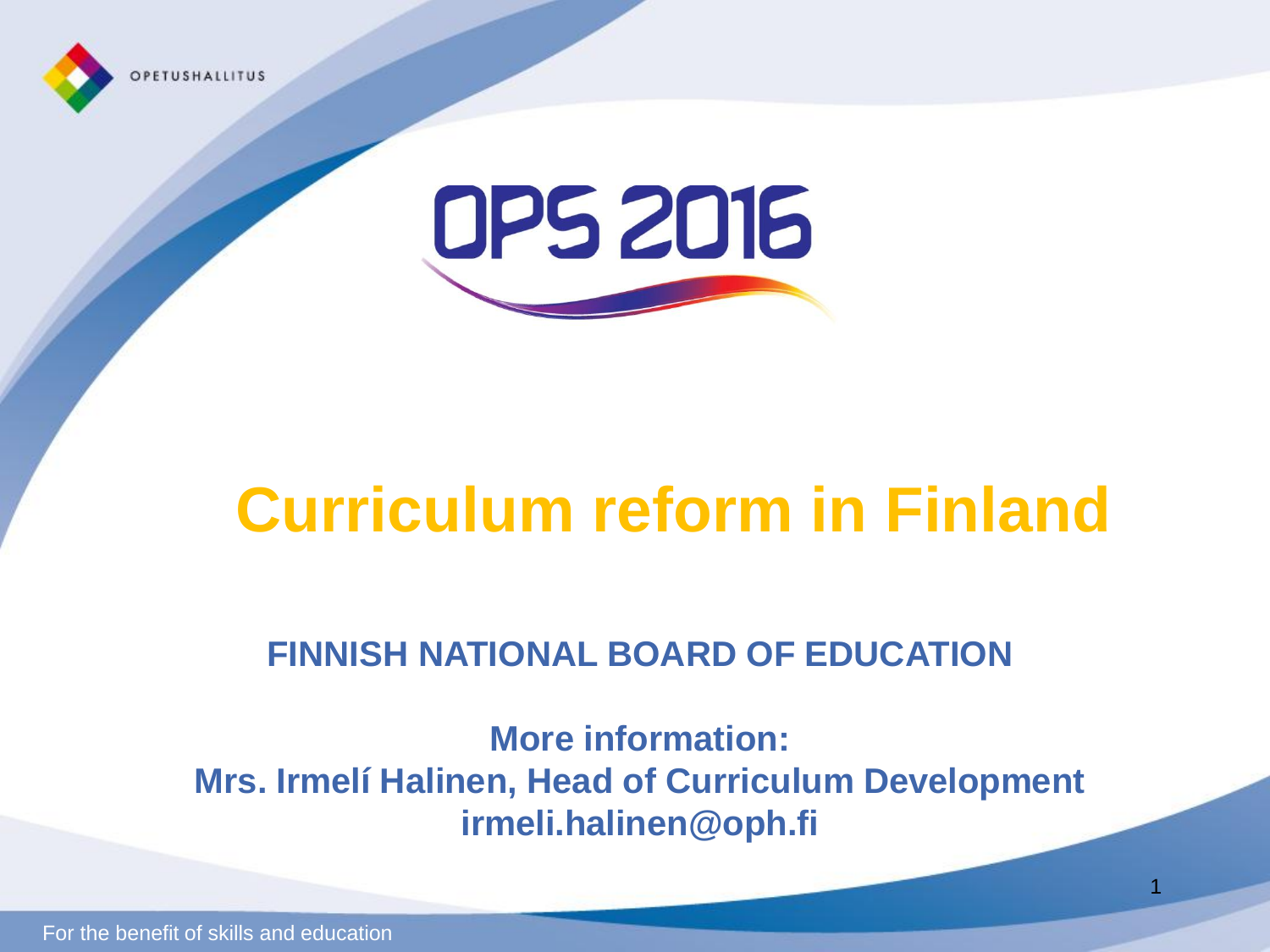OPETUSHALLITUS

# OPS 2016

# Curriculum reform in Finland

**FINNISH NATIONAL BOARD OF EDUCATION**

**More information:**
**Mrs. Irmelí Halinen, Head of Curriculum Development**
**irmeli.halinen@oph.fi**

For the benefit of skills and education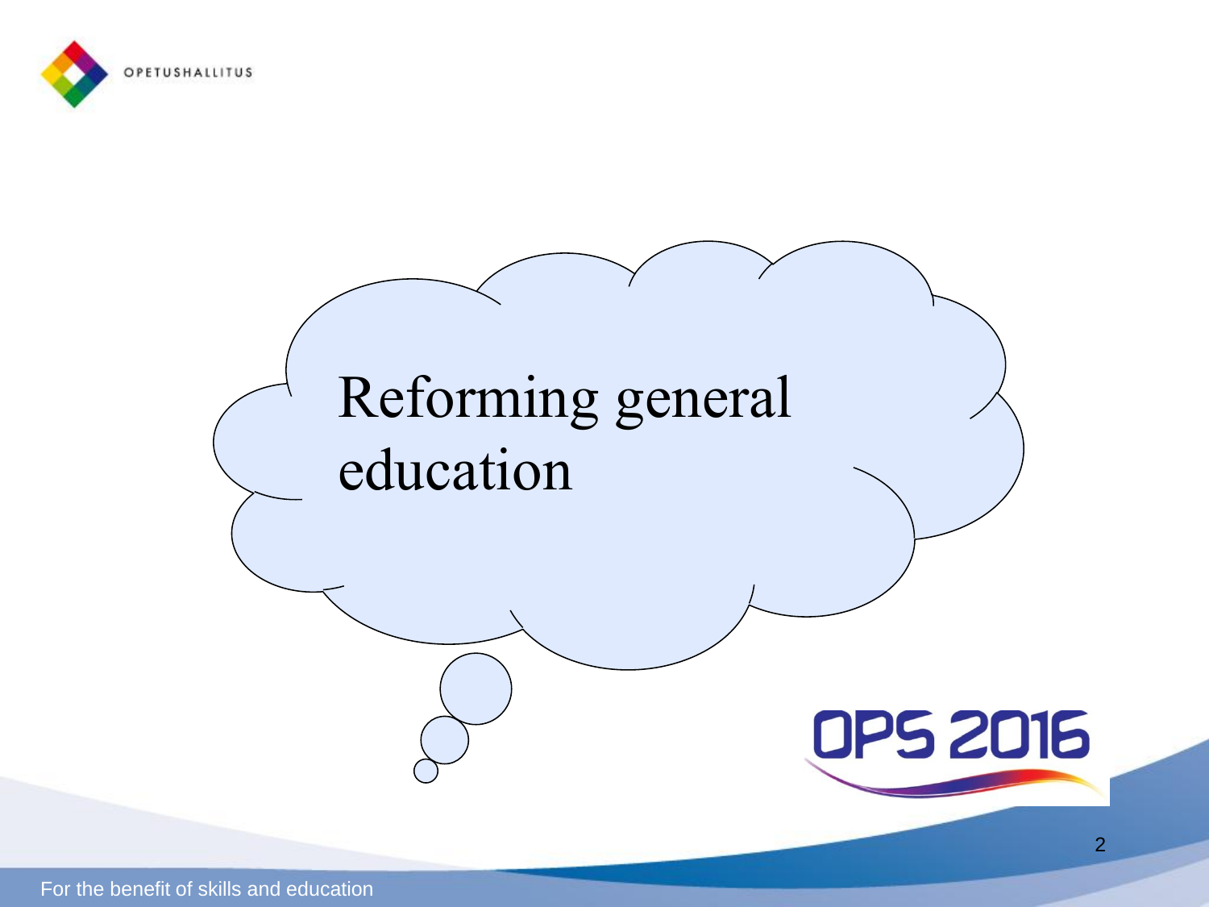# Reforming general education

OPS 2016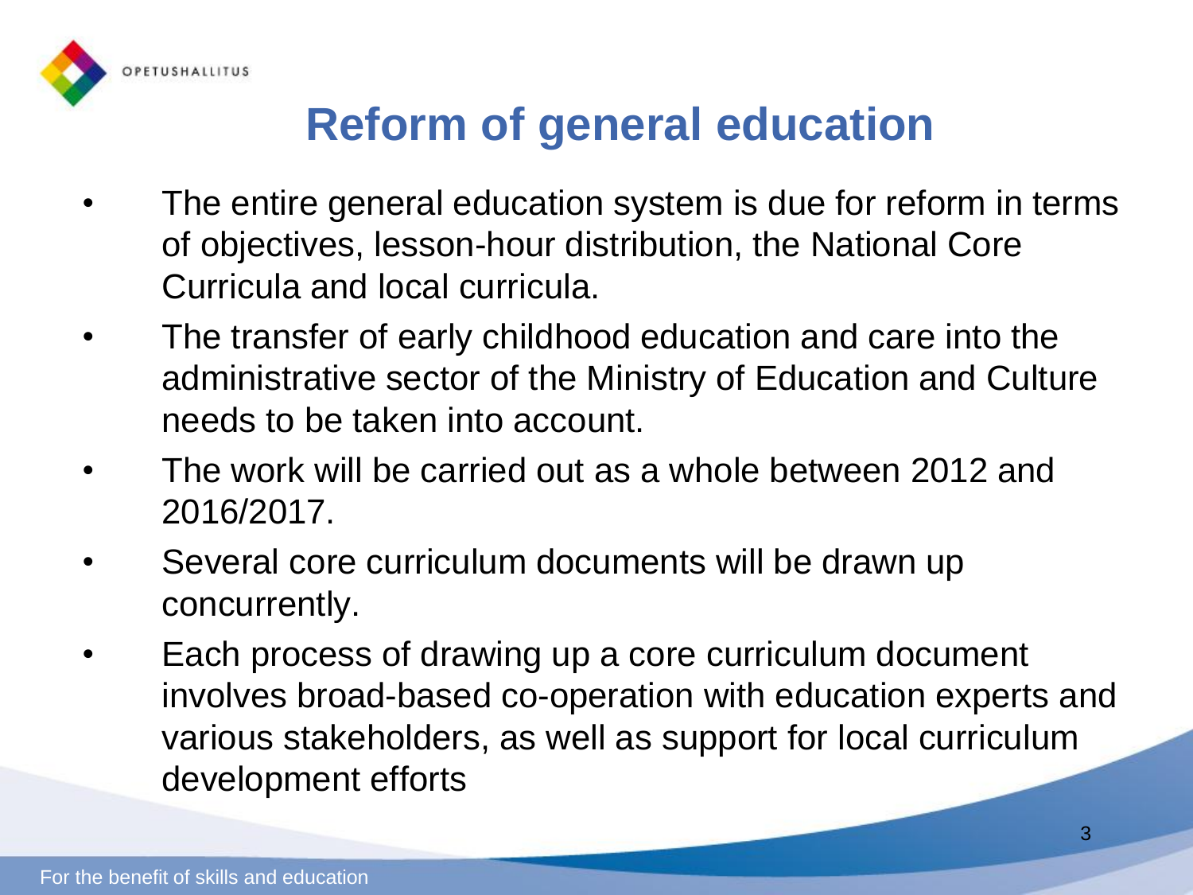# Reform of general education

- The entire general education system is due for reform in terms of objectives, lesson-hour distribution, the National Core Curricula and local curricula.
- The transfer of early childhood education and care into the administrative sector of the Ministry of Education and Culture needs to be taken into account.
- The work will be carried out as a whole between 2012 and 2016/2017.
- Several core curriculum documents will be drawn up concurrently.
- Each process of drawing up a core curriculum document involves broad-based co-operation with education experts and various stakeholders, as well as support for local curriculum development efforts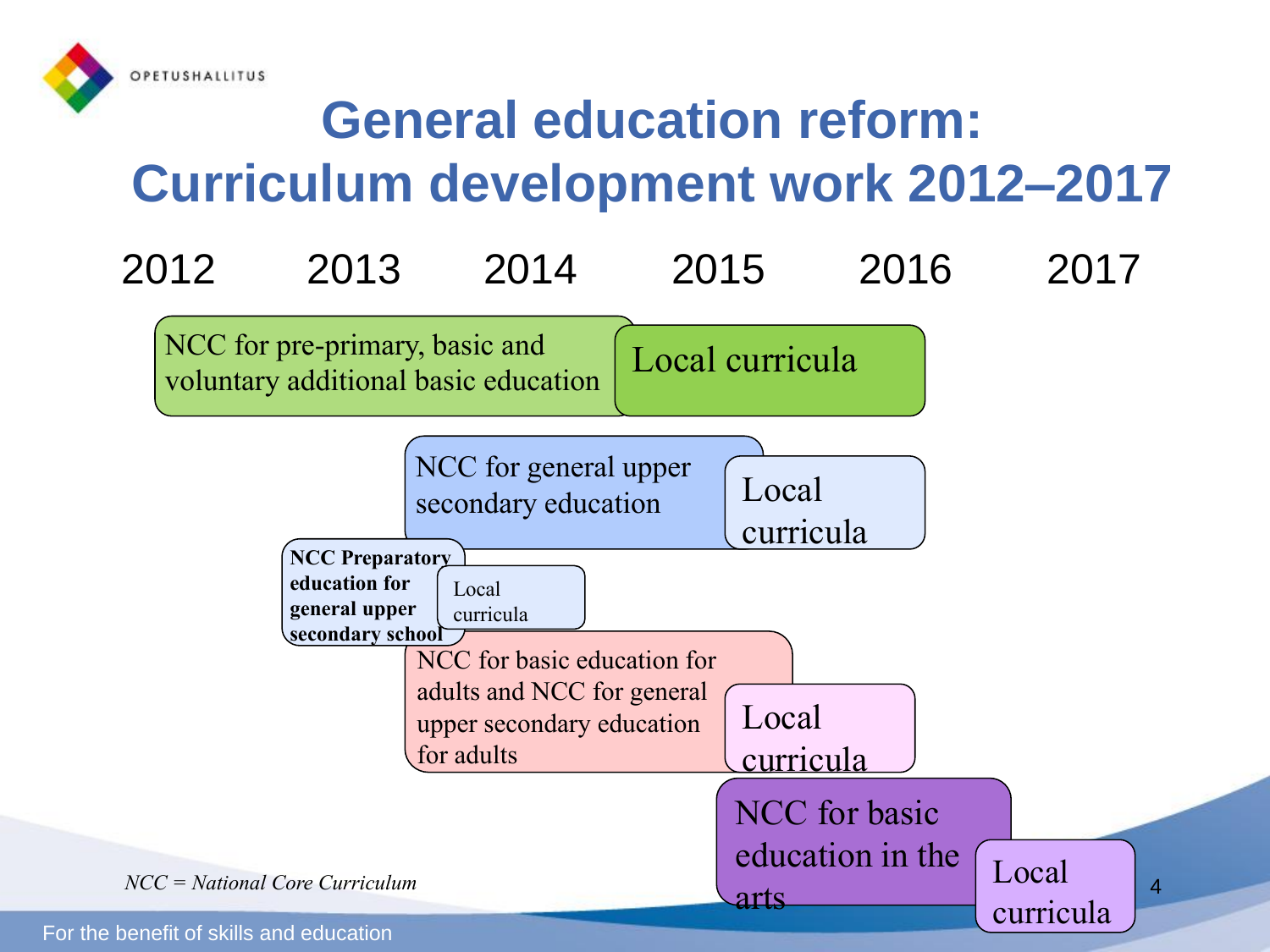# General education reform: Curriculum development work 2012–2017

2012 2013 2014 2015 2016 2017

- NCC for pre-primary, basic and voluntary additional basic education → Local curricula
- NCC for general upper secondary education → Local curricula
- **NCC Preparatory education for general upper secondary school** → Local curricula
- NCC for basic education for adults and NCC for general upper secondary education for adults → Local curricula
- NCC for basic education in the arts → Local curricula

*NCC = National Core Curriculum*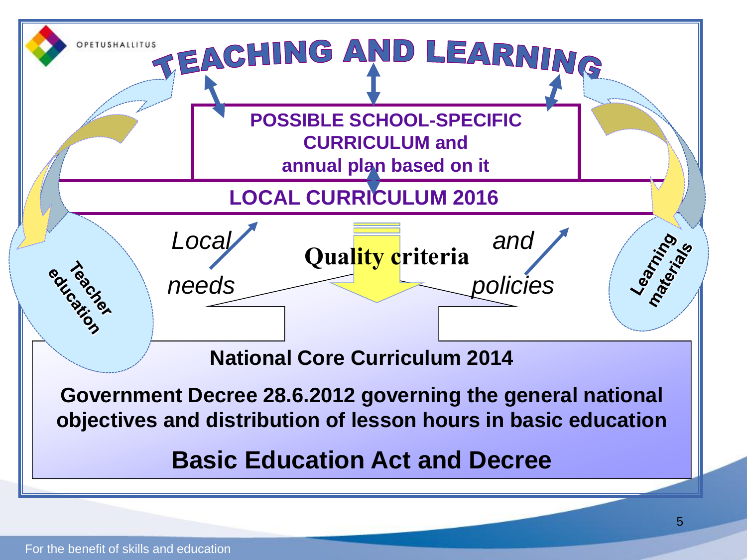# TEACHING AND LEARNING

**POSSIBLE SCHOOL-SPECIFIC CURRICULUM and annual plan based on it**

**LOCAL CURRICULUM 2016**

*Local needs*

**Quality criteria**

*and policies*

**Teacher education**

**Learning materials**

**National Core Curriculum 2014**

**Government Decree 28.6.2012 governing the general national objectives and distribution of lesson hours in basic education**

**Basic Education Act and Decree**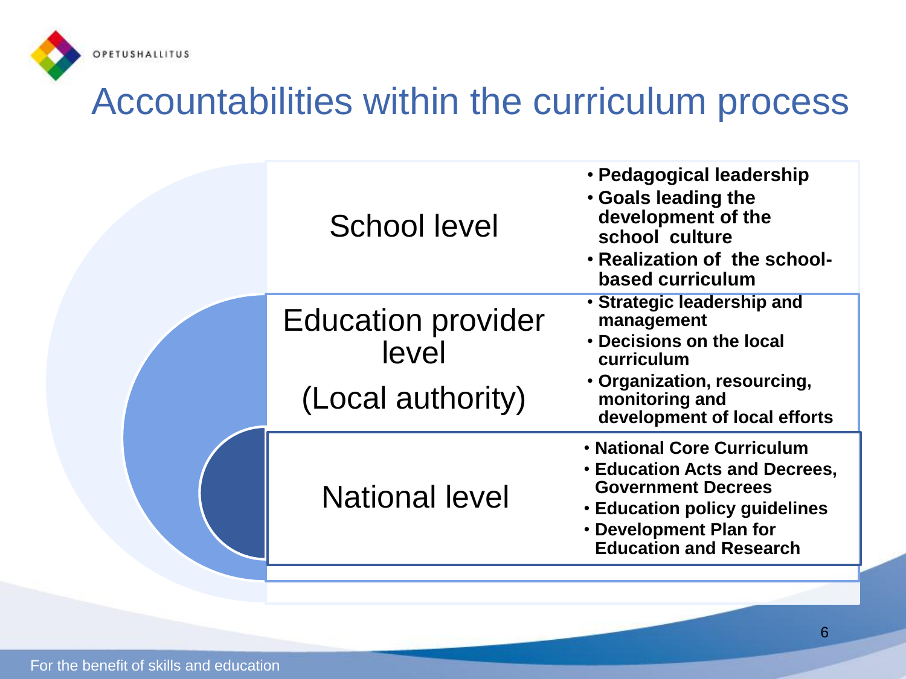# Accountabilities within the curriculum process

| Level | Accountabilities |
| --- | --- |
| School level | • **Pedagogical leadership**<br>• **Goals leading the development of the school culture**<br>• **Realization of the school-based curriculum** |
| Education provider level<br><br>(Local authority) | • **Strategic leadership and management**<br>• **Decisions on the local curriculum**<br>• **Organization, resourcing, monitoring and development of local efforts** |
| National level | • **National Core Curriculum**<br>• **Education Acts and Decrees, Government Decrees**<br>• **Education policy guidelines**<br>• **Development Plan for Education and Research** |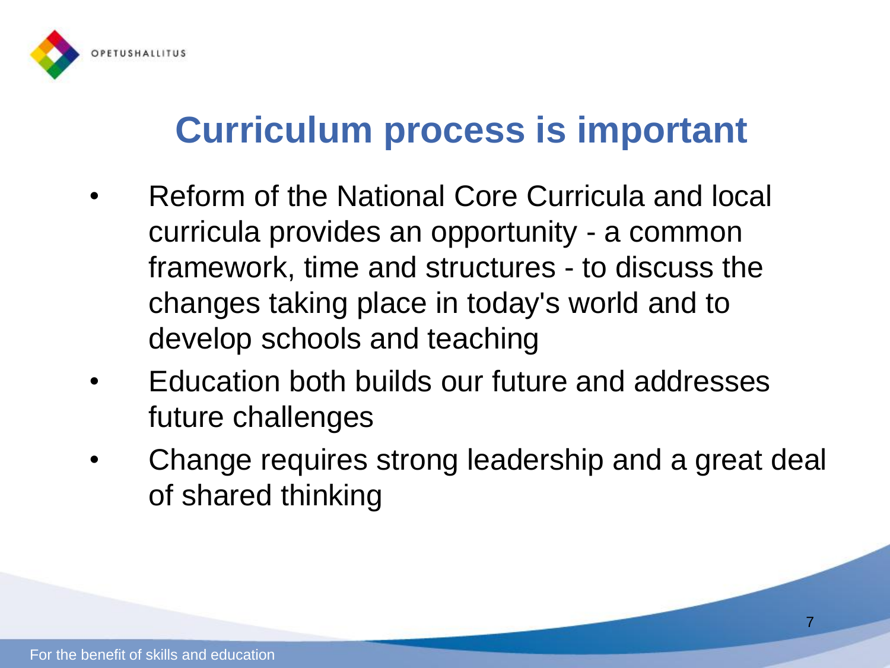# Curriculum process is important

- Reform of the National Core Curricula and local curricula provides an opportunity - a common framework, time and structures - to discuss the changes taking place in today's world and to develop schools and teaching
- Education both builds our future and addresses future challenges
- Change requires strong leadership and a great deal of shared thinking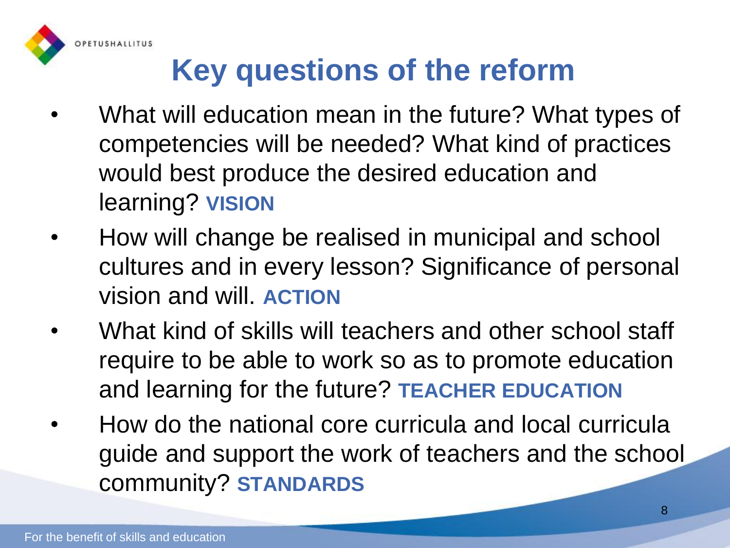# Key questions of the reform

- What will education mean in the future? What types of competencies will be needed? What kind of practices would best produce the desired education and learning? **VISION**
- How will change be realised in municipal and school cultures and in every lesson? Significance of personal vision and will. **ACTION**
- What kind of skills will teachers and other school staff require to be able to work so as to promote education and learning for the future? **TEACHER EDUCATION**
- How do the national core curricula and local curricula guide and support the work of teachers and the school community? **STANDARDS**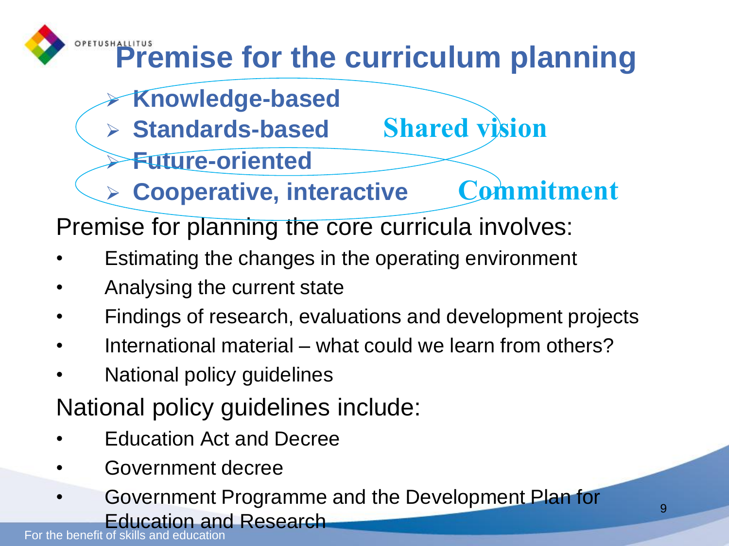# Premise for the curriculum planning

- **Knowledge-based**
- **Standards-based** — **Shared vision**
- **Future-oriented**
- **Cooperative, interactive** — **Commitment**

Premise for planning the core curricula involves:

- Estimating the changes in the operating environment
- Analysing the current state
- Findings of research, evaluations and development projects
- International material – what could we learn from others?
- National policy guidelines

National policy guidelines include:

- Education Act and Decree
- Government decree
- Government Programme and the Development Plan for Education and Research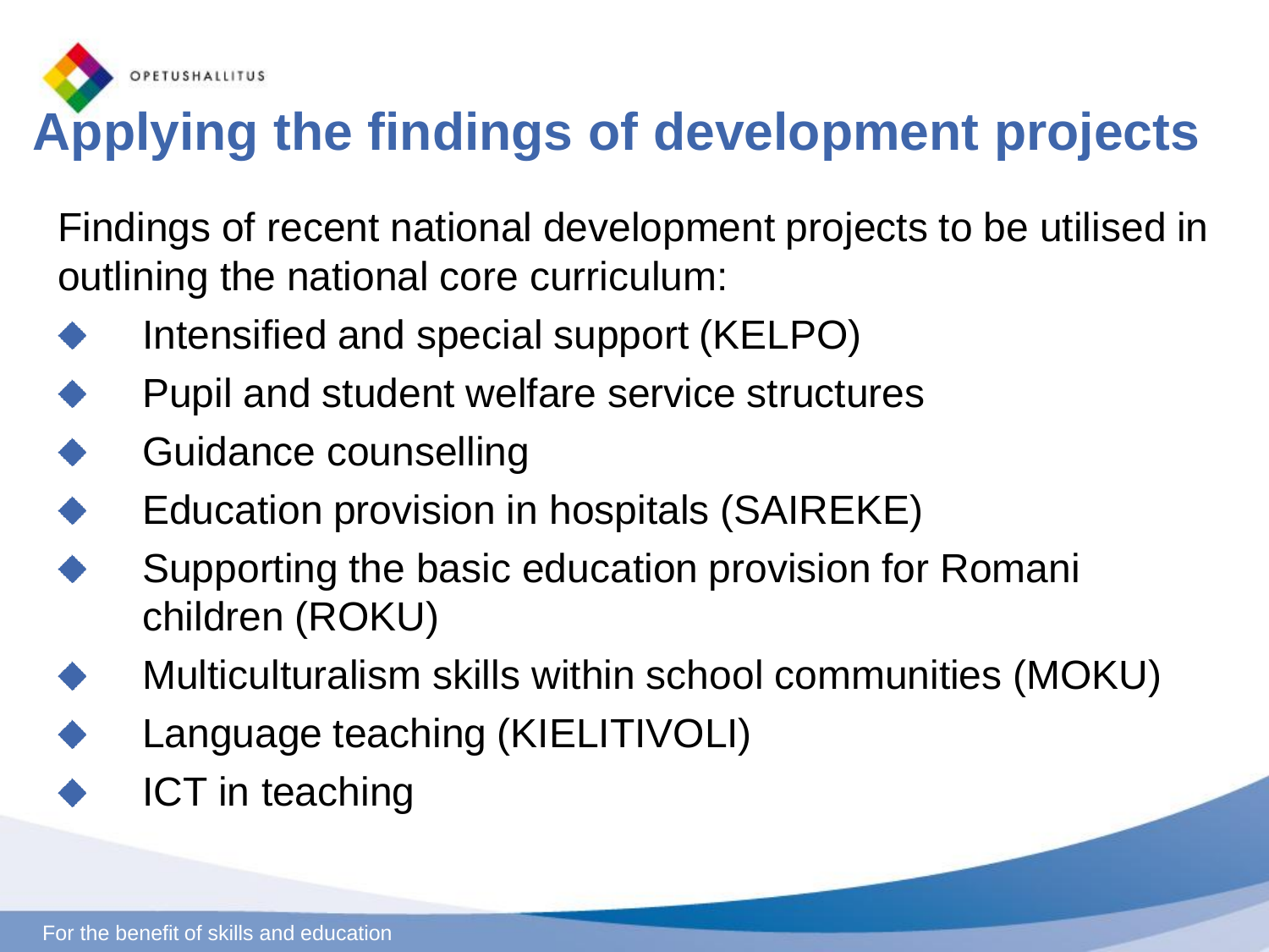# Applying the findings of development projects

Findings of recent national development projects to be utilised in outlining the national core curriculum:

- Intensified and special support (KELPO)
- Pupil and student welfare service structures
- Guidance counselling
- Education provision in hospitals (SAIREKE)
- Supporting the basic education provision for Romani children (ROKU)
- Multiculturalism skills within school communities (MOKU)
- Language teaching (KIELITIVOLI)
- ICT in teaching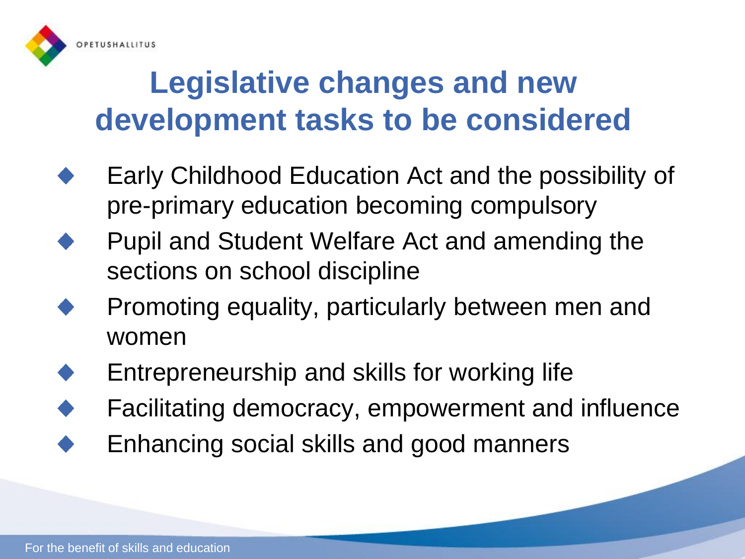# Legislative changes and new development tasks to be considered

- Early Childhood Education Act and the possibility of pre-primary education becoming compulsory
- Pupil and Student Welfare Act and amending the sections on school discipline
- Promoting equality, particularly between men and women
- Entrepreneurship and skills for working life
- Facilitating democracy, empowerment and influence
- Enhancing social skills and good manners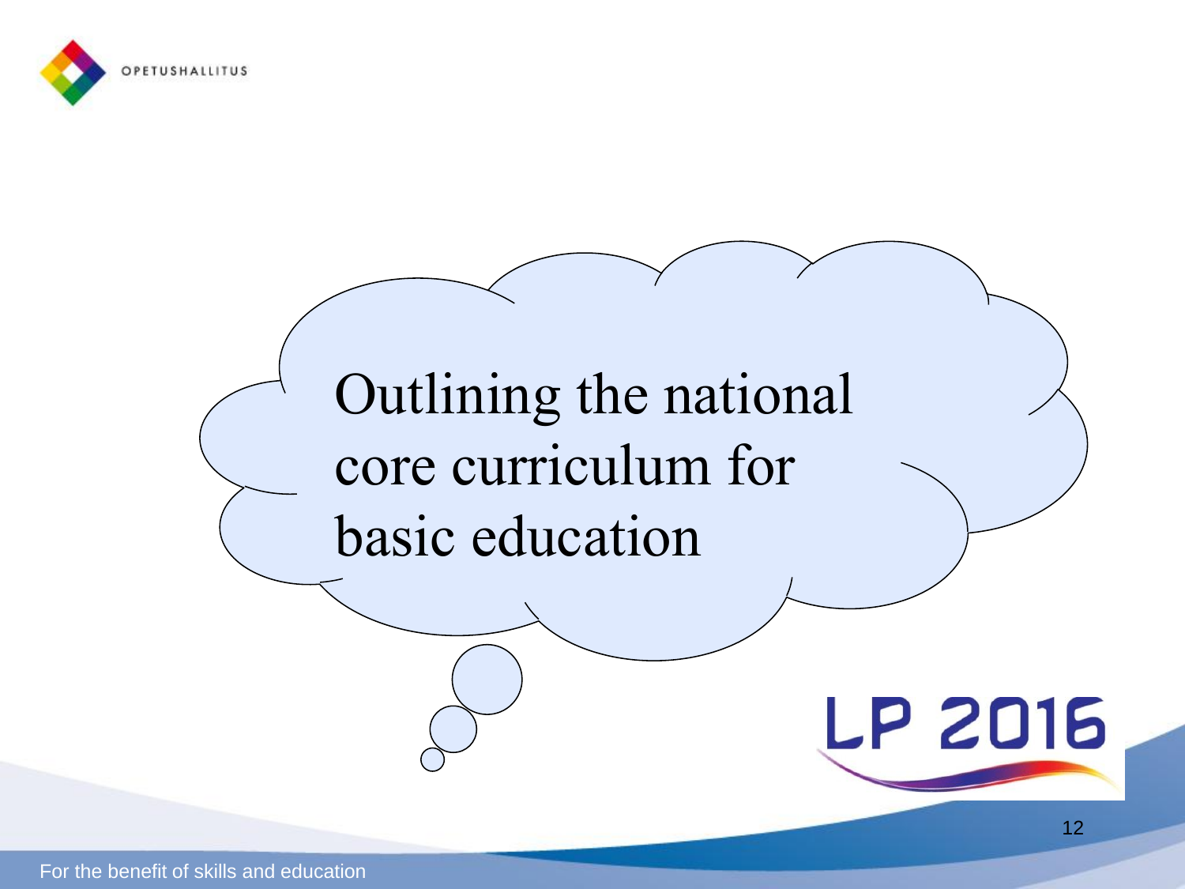# Outlining the national core curriculum for basic education

LP 2016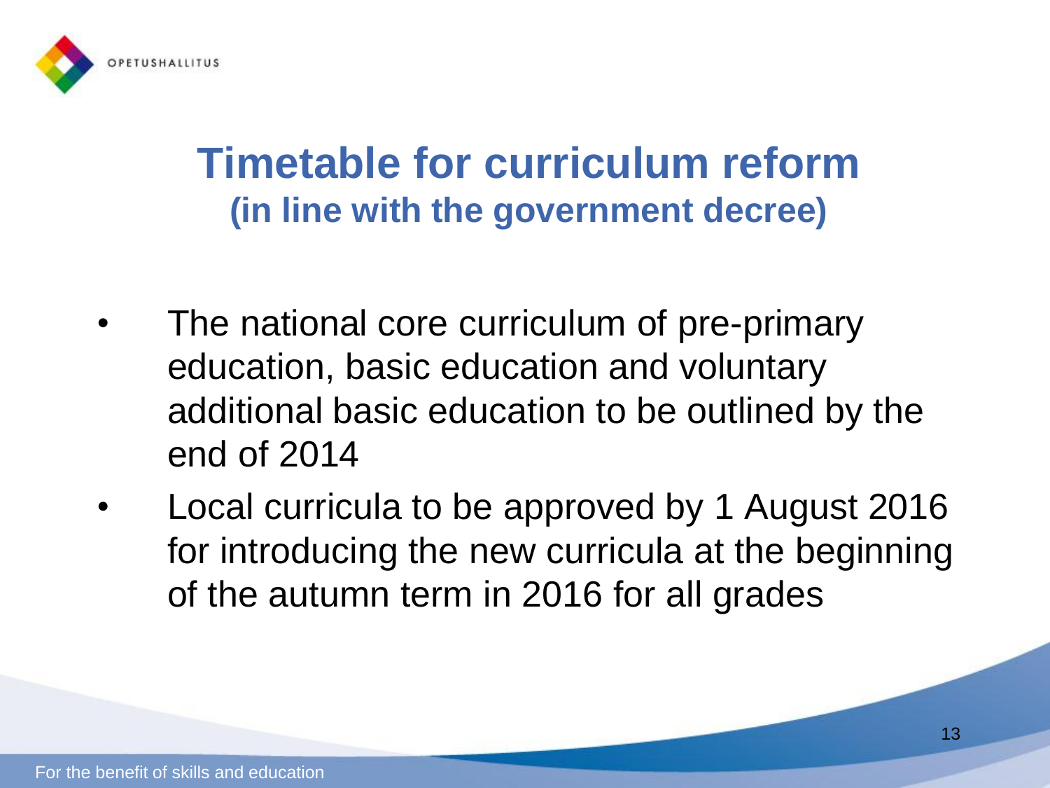# Timetable for curriculum reform
## (in line with the government decree)

- The national core curriculum of pre-primary education, basic education and voluntary additional basic education to be outlined by the end of 2014
- Local curricula to be approved by 1 August 2016 for introducing the new curricula at the beginning of the autumn term in 2016 for all grades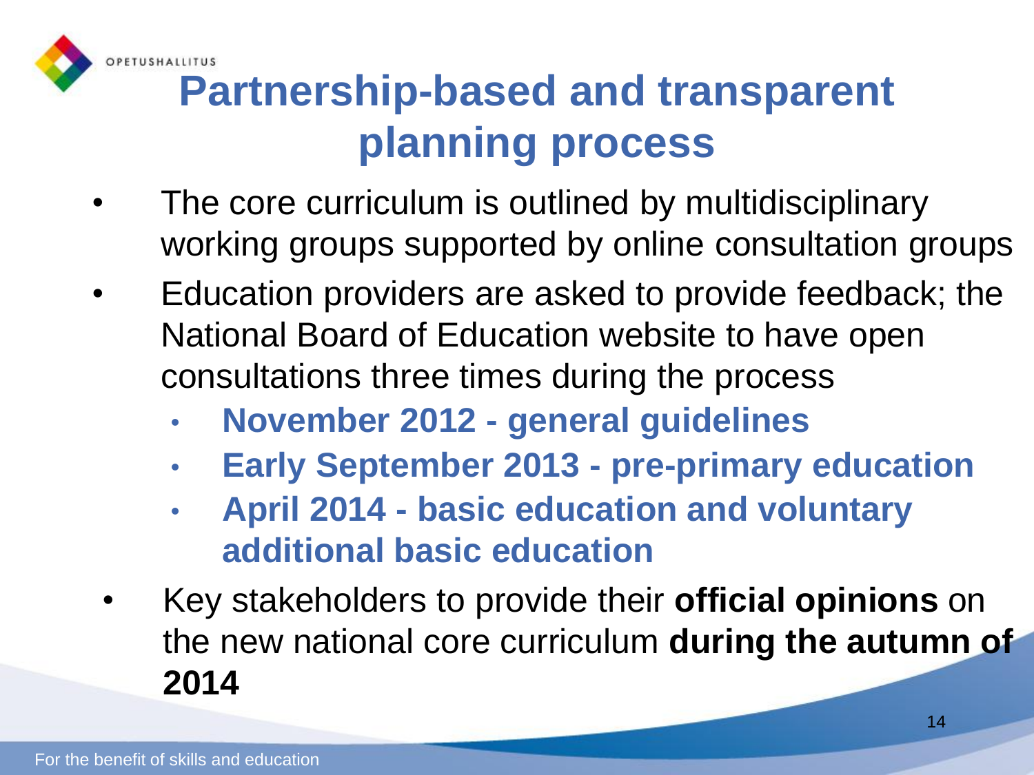# Partnership-based and transparent planning process

- The core curriculum is outlined by multidisciplinary working groups supported by online consultation groups
- Education providers are asked to provide feedback; the National Board of Education website to have open consultations three times during the process
  - **November 2012 - general guidelines**
  - **Early September 2013 - pre-primary education**
  - **April 2014 - basic education and voluntary additional basic education**
- Key stakeholders to provide their **official opinions** on the new national core curriculum **during the autumn of 2014**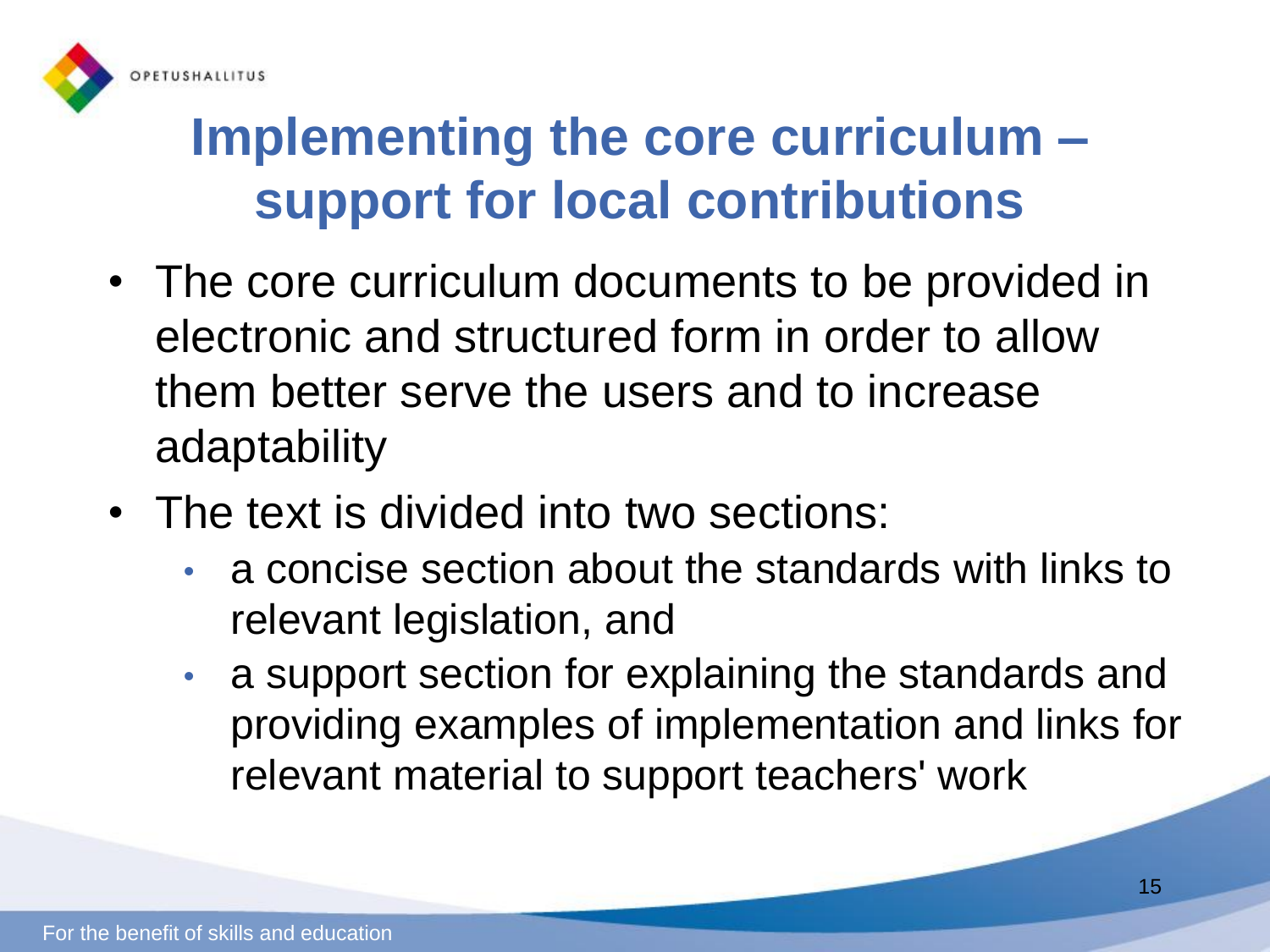# Implementing the core curriculum – support for local contributions

- The core curriculum documents to be provided in electronic and structured form in order to allow them better serve the users and to increase adaptability
- The text is divided into two sections:
  - a concise section about the standards with links to relevant legislation, and
  - a support section for explaining the standards and providing examples of implementation and links for relevant material to support teachers' work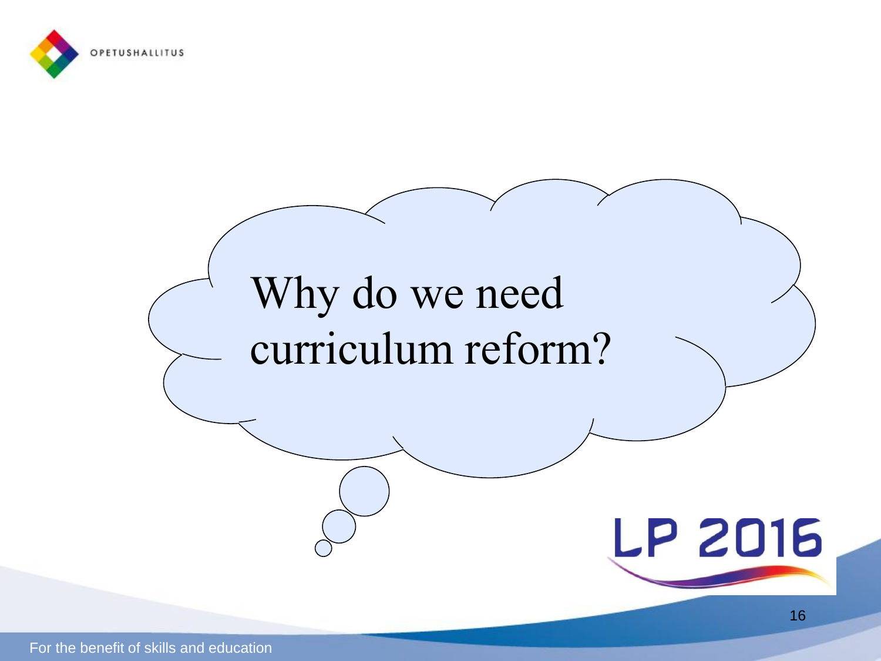# Why do we need curriculum reform?

LP 2016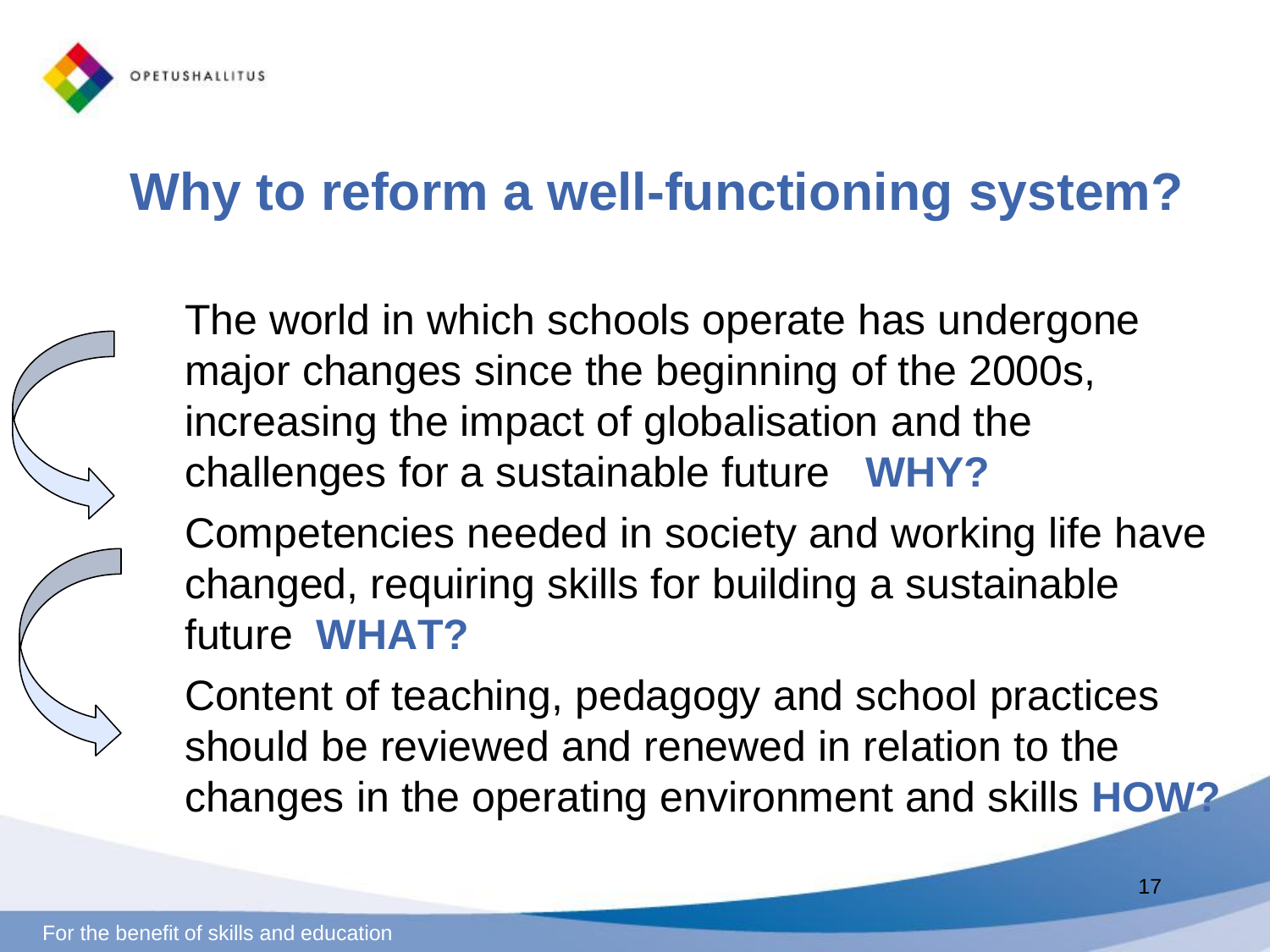# Why to reform a well-functioning system?

The world in which schools operate has undergone major changes since the beginning of the 2000s, increasing the impact of globalisation and the challenges for a sustainable future **WHY?**

Competencies needed in society and working life have changed, requiring skills for building a sustainable future **WHAT?**

Content of teaching, pedagogy and school practices should be reviewed and renewed in relation to the changes in the operating environment and skills **HOW?**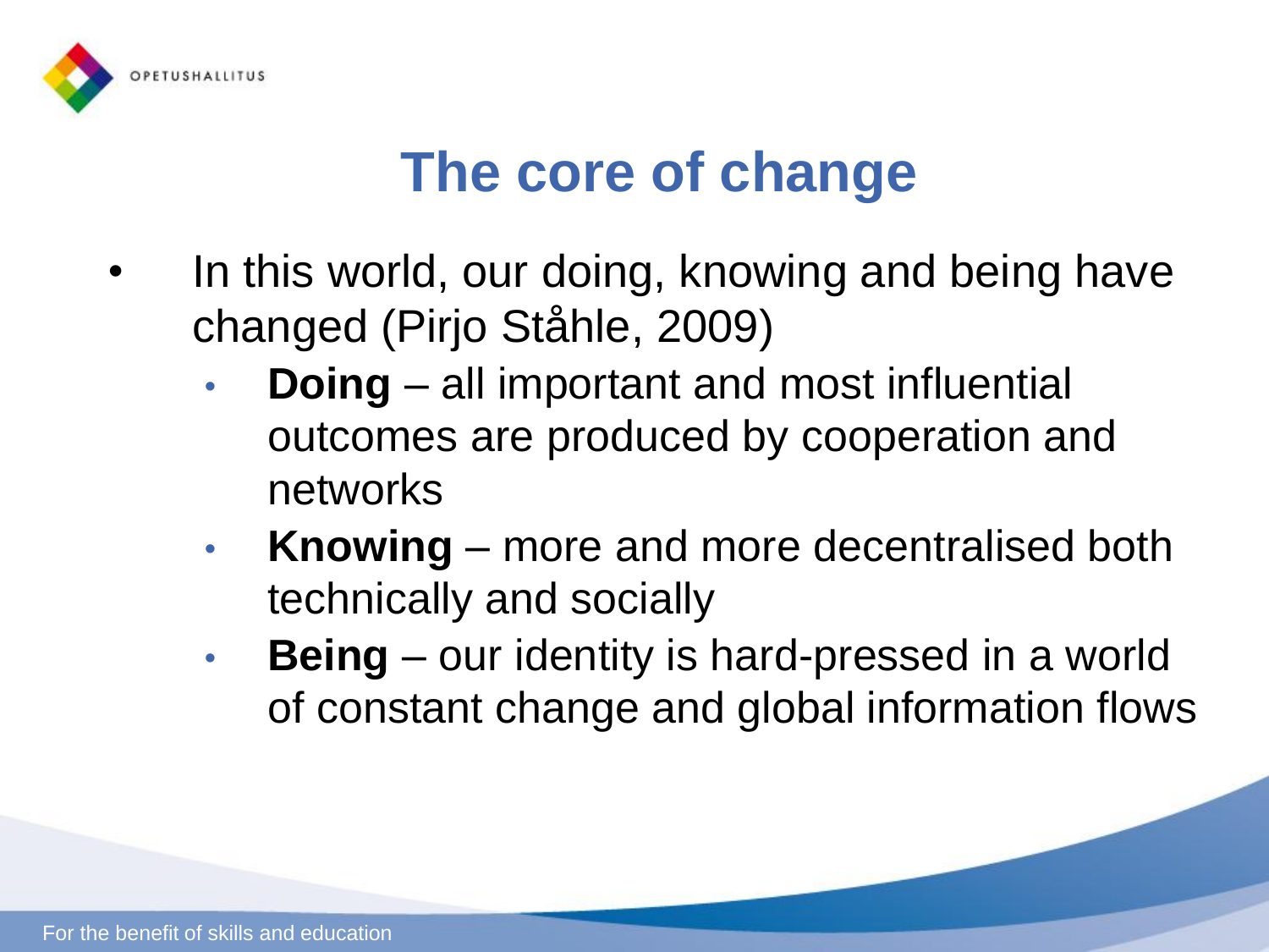# The core of change

- In this world, our doing, knowing and being have changed (Pirjo Ståhle, 2009)
  - **Doing** – all important and most influential outcomes are produced by cooperation and networks
  - **Knowing** – more and more decentralised both technically and socially
  - **Being** – our identity is hard-pressed in a world of constant change and global information flows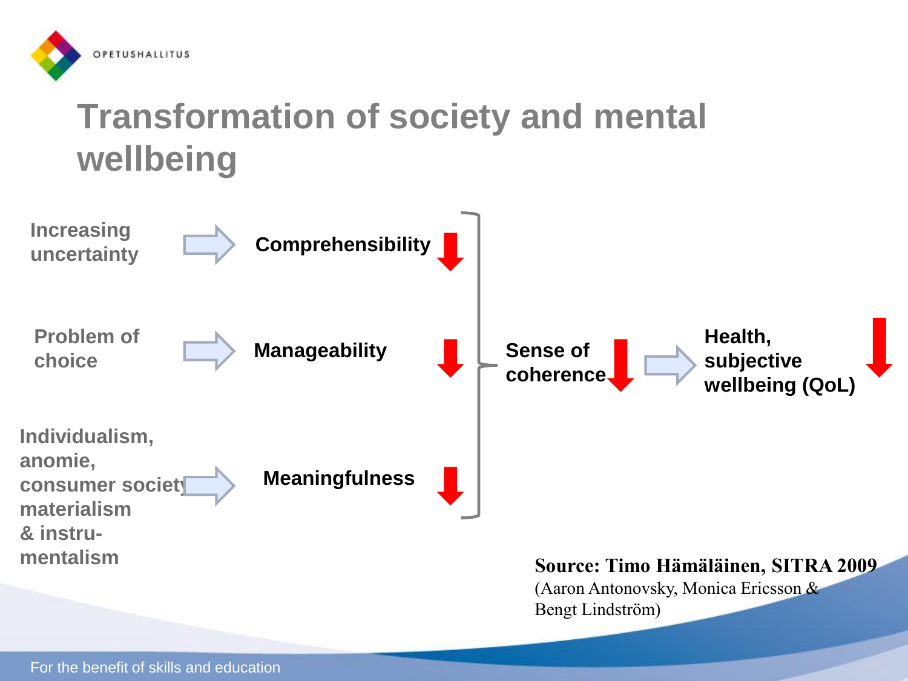# Transformation of society and mental wellbeing

Increasing uncertainty → Comprehensibility ↓

Problem of choice → Manageability ↓

Individualism, anomie, consumer society, materialism & instru-mentalism → Meaningfulness ↓

Comprehensibility, Manageability, Meaningfulness → Sense of coherence ↓ → Health, subjective wellbeing (QoL) ↓

**Source: Timo Hämäläinen, SITRA 2009**
(Aaron Antonovsky, Monica Ericsson & Bengt Lindström)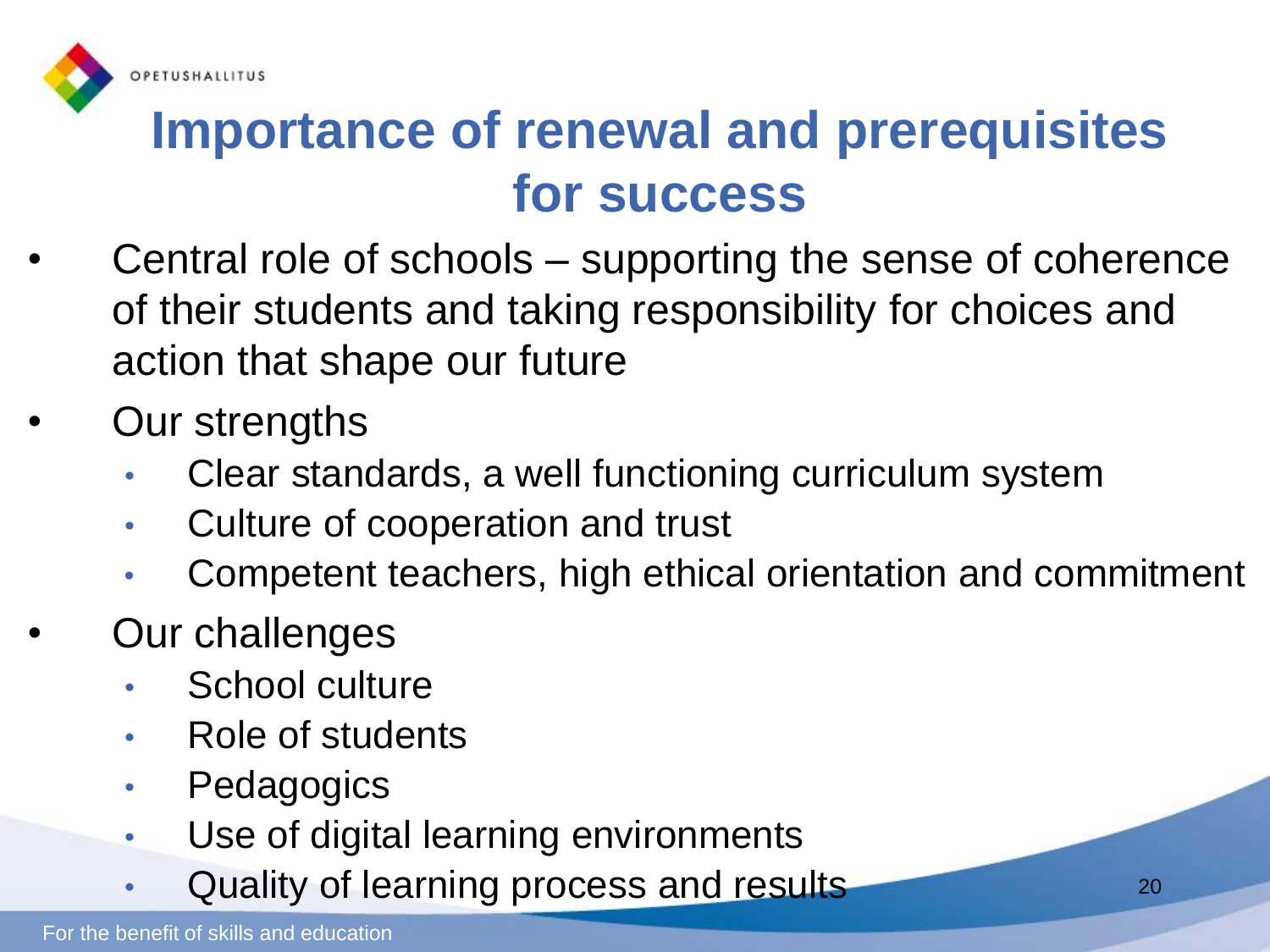# Importance of renewal and prerequisites for success

- Central role of schools – supporting the sense of coherence of their students and taking responsibility for choices and action that shape our future
- Our strengths
  - Clear standards, a well functioning curriculum system
  - Culture of cooperation and trust
  - Competent teachers, high ethical orientation and commitment
- Our challenges
  - School culture
  - Role of students
  - Pedagogics
  - Use of digital learning environments
  - Quality of learning process and results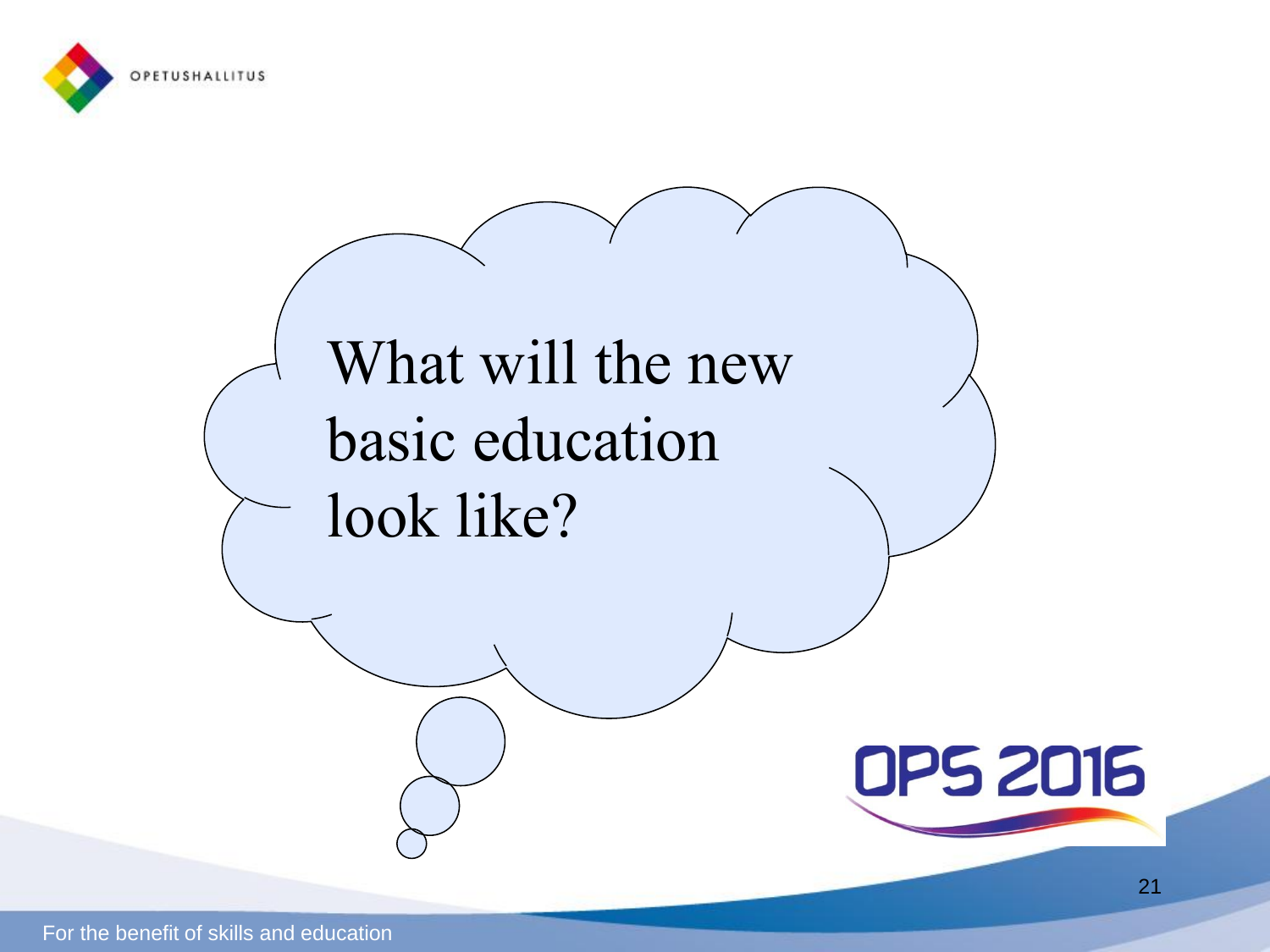What will the new basic education look like?

OPS 2016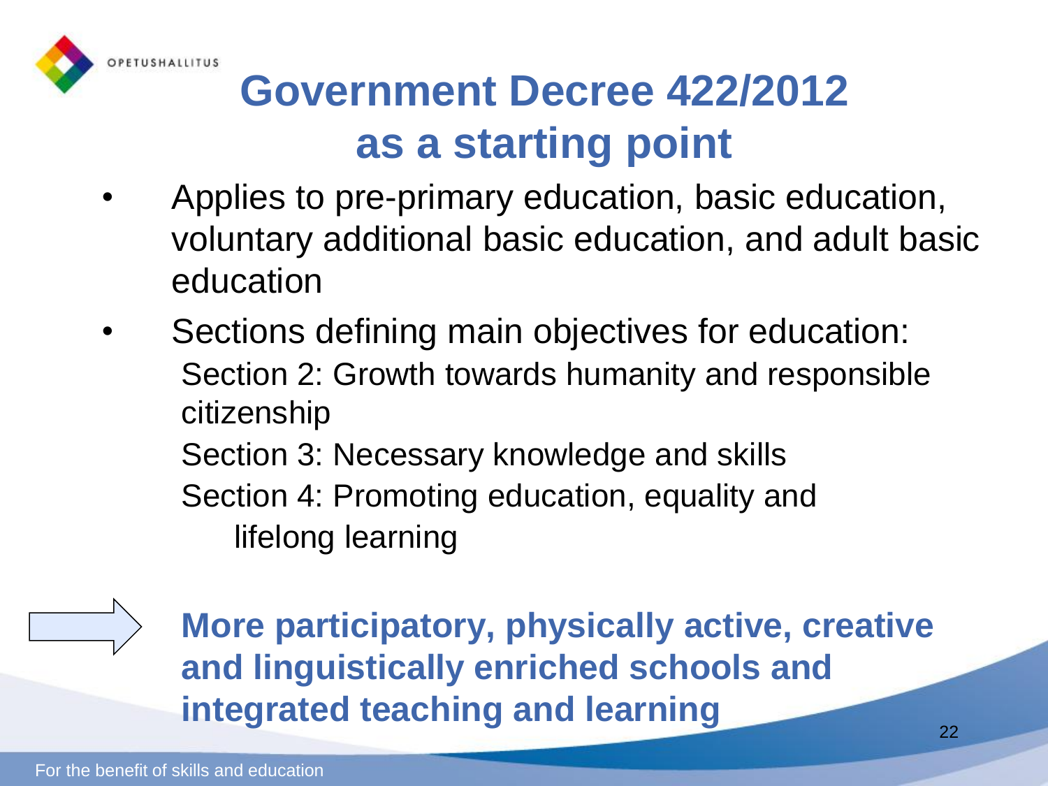# Government Decree 422/2012 as a starting point

- Applies to pre-primary education, basic education, voluntary additional basic education, and adult basic education
- Sections defining main objectives for education:
  - Section 2: Growth towards humanity and responsible citizenship
  - Section 3: Necessary knowledge and skills
  - Section 4: Promoting education, equality and lifelong learning

⇨ **More participatory, physically active, creative and linguistically enriched schools and integrated teaching and learning**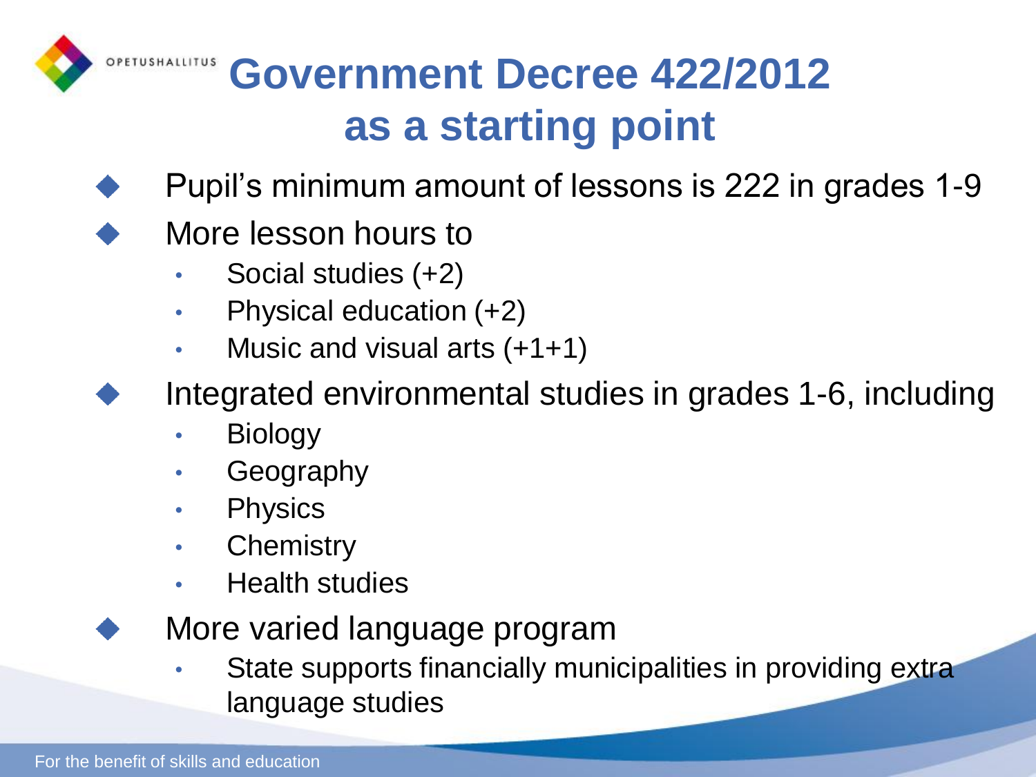# Government Decree 422/2012 as a starting point

- Pupil's minimum amount of lessons is 222 in grades 1-9
- More lesson hours to
  - Social studies (+2)
  - Physical education (+2)
  - Music and visual arts (+1+1)
- Integrated environmental studies in grades 1-6, including
  - Biology
  - Geography
  - Physics
  - Chemistry
  - Health studies
- More varied language program
  - State supports financially municipalities in providing extra language studies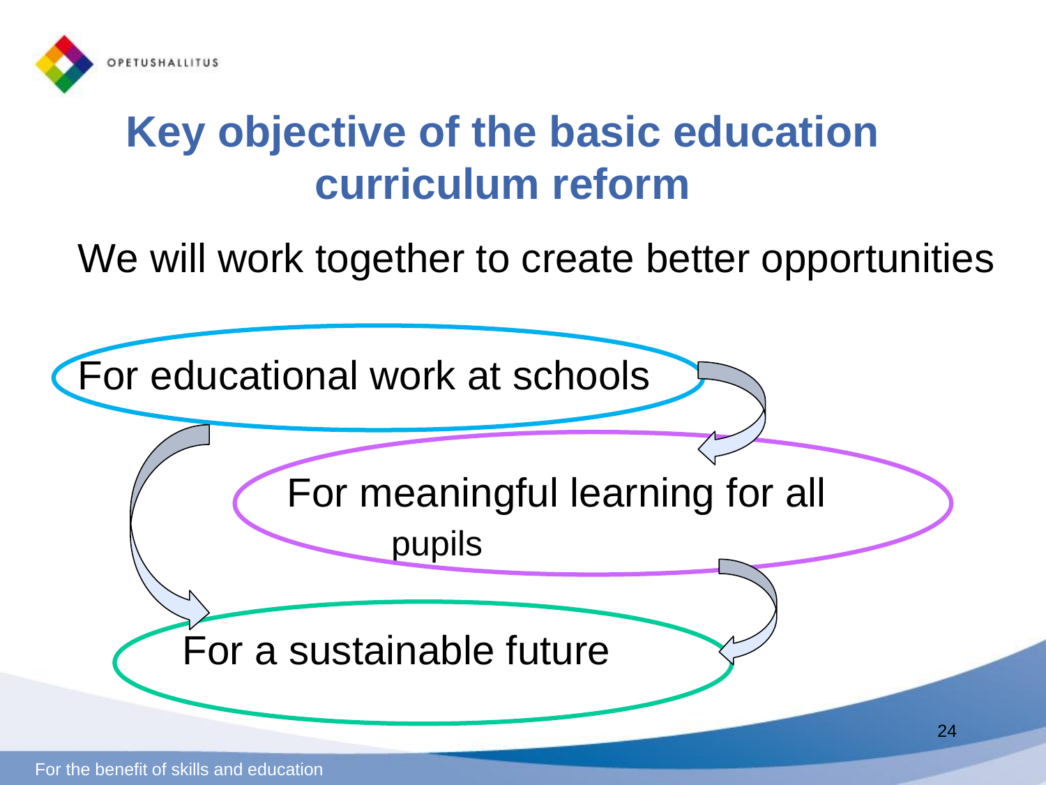# Key objective of the basic education curriculum reform

We will work together to create better opportunities

- For educational work at schools
- For meaningful learning for all pupils
- For a sustainable future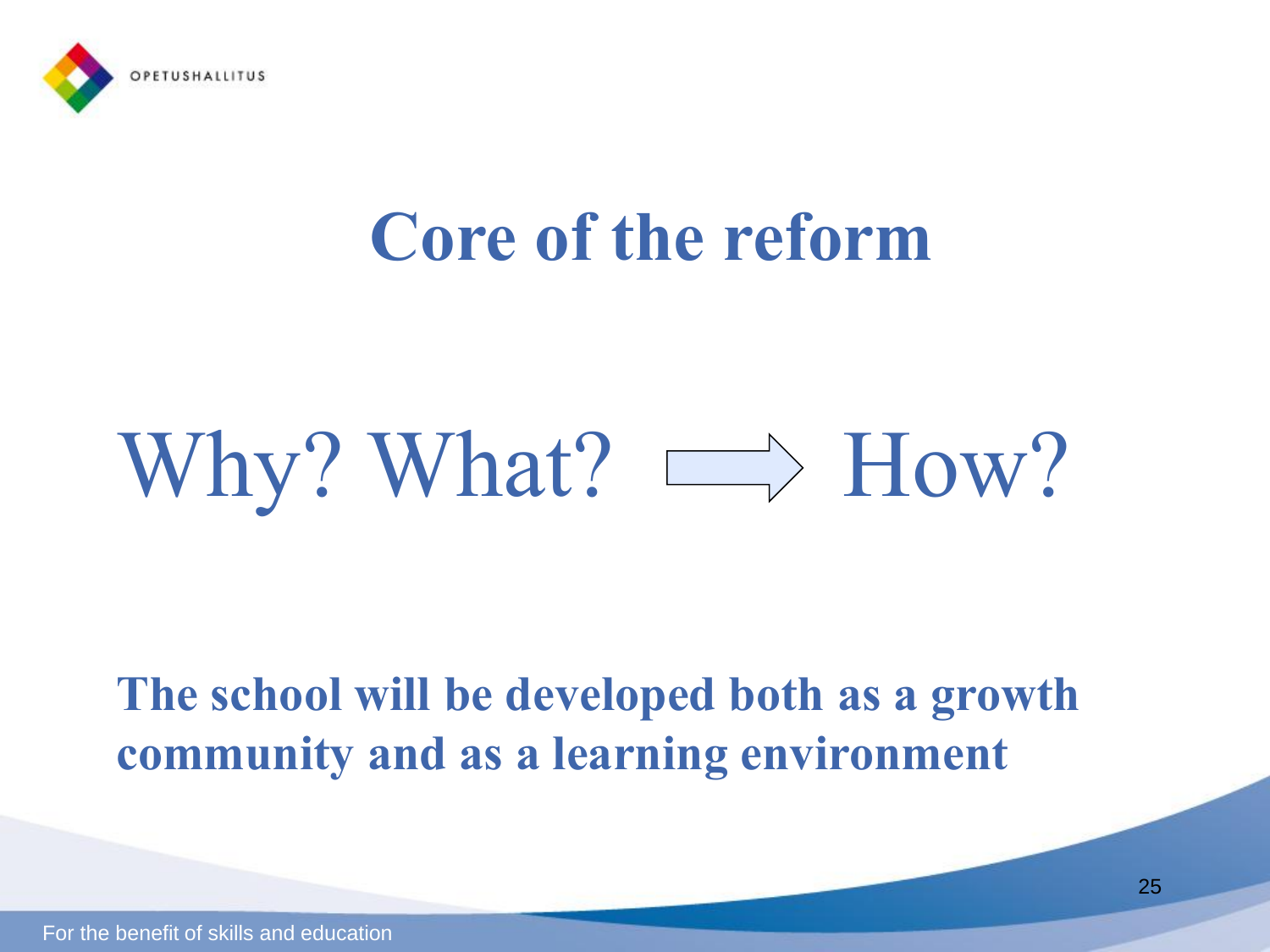# Core of the reform

Why? What? ⟹ How?

**The school will be developed both as a growth community and as a learning environment**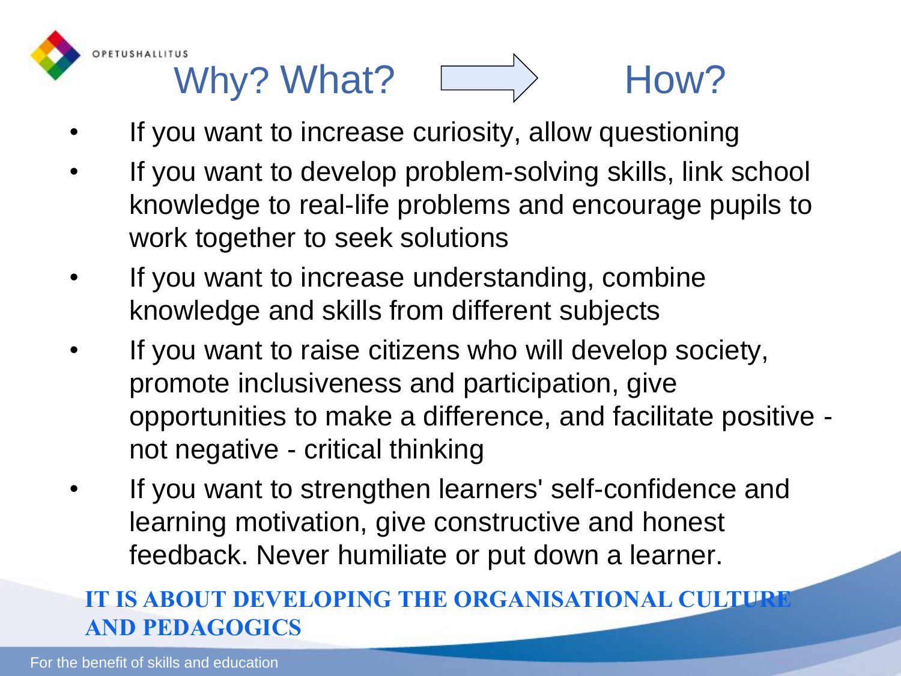# Why? What? → How?

- If you want to increase curiosity, allow questioning
- If you want to develop problem-solving skills, link school knowledge to real-life problems and encourage pupils to work together to seek solutions
- If you want to increase understanding, combine knowledge and skills from different subjects
- If you want to raise citizens who will develop society, promote inclusiveness and participation, give opportunities to make a difference, and facilitate positive - not negative - critical thinking
- If you want to strengthen learners' self-confidence and learning motivation, give constructive and honest feedback. Never humiliate or put down a learner.

**IT IS ABOUT DEVELOPING THE ORGANISATIONAL CULTURE AND PEDAGOGICS**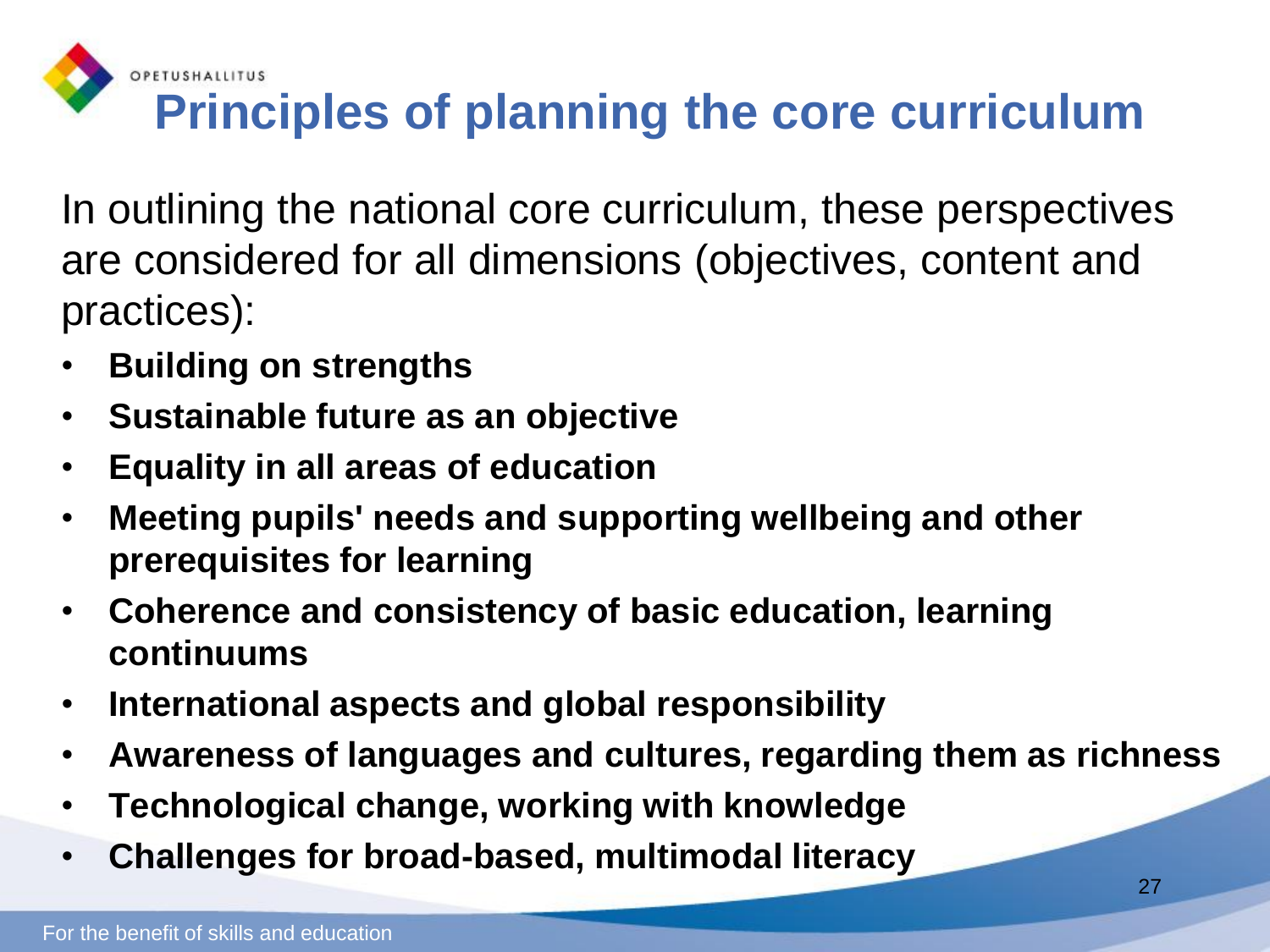# Principles of planning the core curriculum

In outlining the national core curriculum, these perspectives are considered for all dimensions (objectives, content and practices):

- **Building on strengths**
- **Sustainable future as an objective**
- **Equality in all areas of education**
- **Meeting pupils' needs and supporting wellbeing and other prerequisites for learning**
- **Coherence and consistency of basic education, learning continuums**
- **International aspects and global responsibility**
- **Awareness of languages and cultures, regarding them as richness**
- **Technological change, working with knowledge**
- **Challenges for broad-based, multimodal literacy**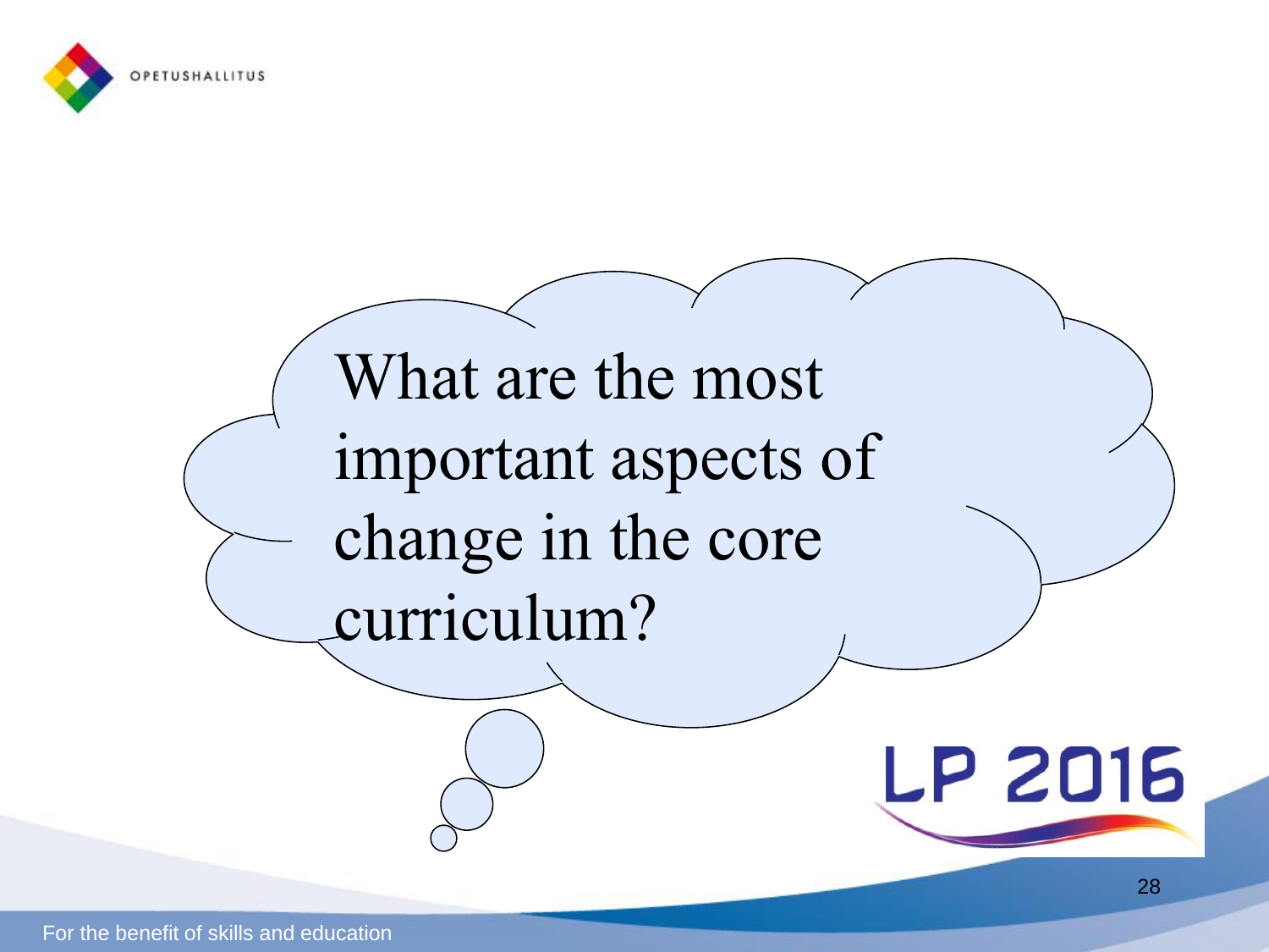What are the most important aspects of change in the core curriculum?

LP 2016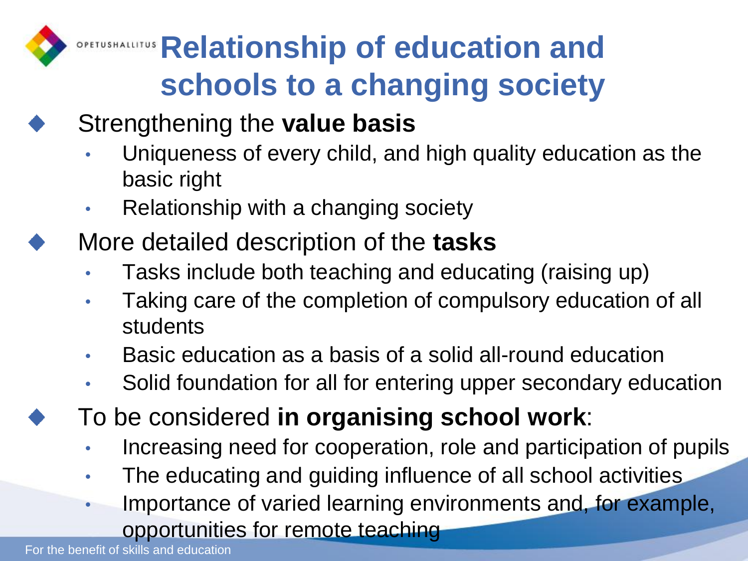# Relationship of education and schools to a changing society

- Strengthening the **value basis**
  - Uniqueness of every child, and high quality education as the basic right
  - Relationship with a changing society
- More detailed description of the **tasks**
  - Tasks include both teaching and educating (raising up)
  - Taking care of the completion of compulsory education of all students
  - Basic education as a basis of a solid all-round education
  - Solid foundation for all for entering upper secondary education
- To be considered **in organising school work**:
  - Increasing need for cooperation, role and participation of pupils
  - The educating and guiding influence of all school activities
  - Importance of varied learning environments and, for example, opportunities for remote teaching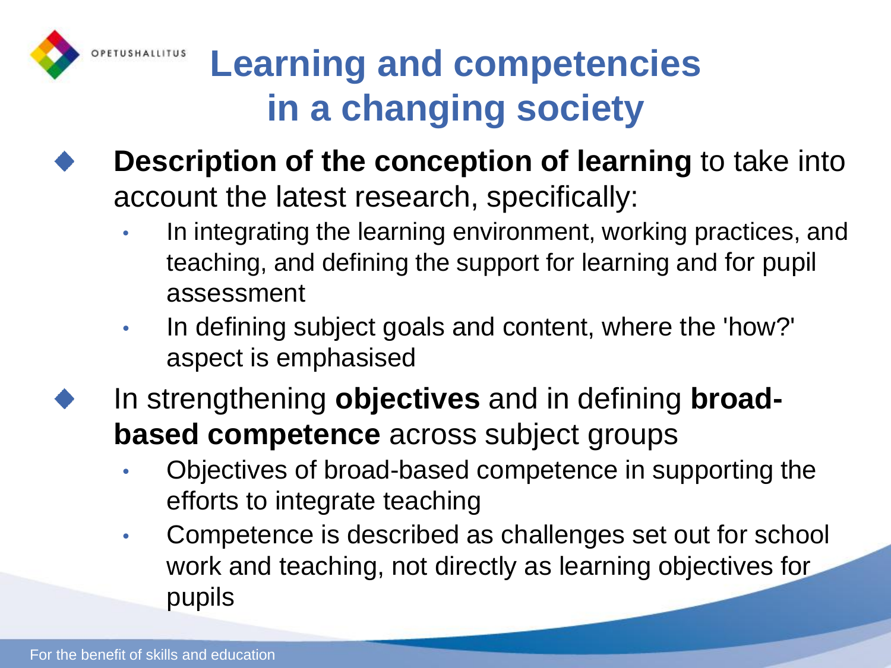# Learning and competencies in a changing society

- **Description of the conception of learning** to take into account the latest research, specifically:
  - In integrating the learning environment, working practices, and teaching, and defining the support for learning and for pupil assessment
  - In defining subject goals and content, where the 'how?' aspect is emphasised
- In strengthening **objectives** and in defining **broad-based competence** across subject groups
  - Objectives of broad-based competence in supporting the efforts to integrate teaching
  - Competence is described as challenges set out for school work and teaching, not directly as learning objectives for pupils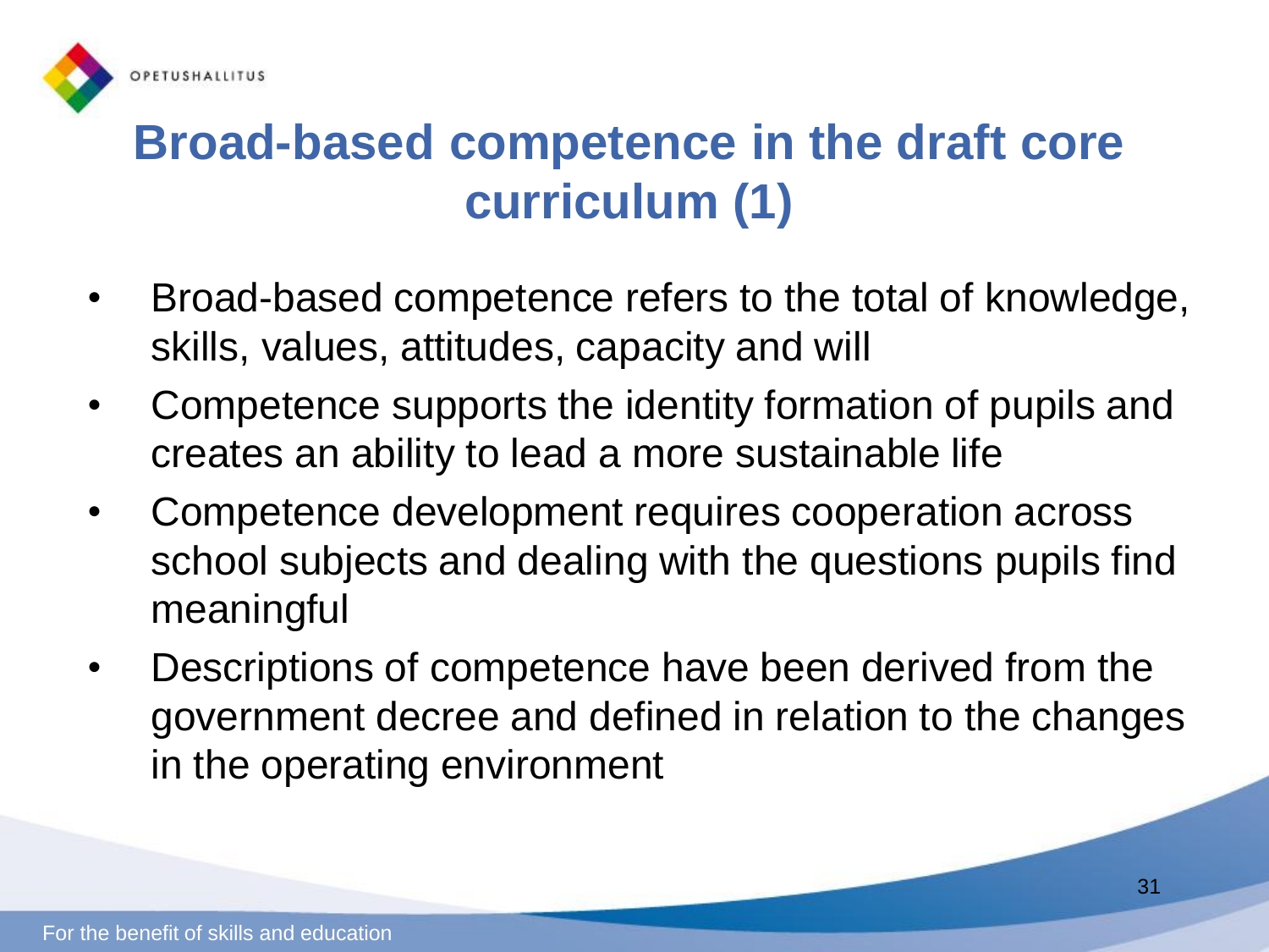# Broad-based competence in the draft core curriculum (1)

- Broad-based competence refers to the total of knowledge, skills, values, attitudes, capacity and will
- Competence supports the identity formation of pupils and creates an ability to lead a more sustainable life
- Competence development requires cooperation across school subjects and dealing with the questions pupils find meaningful
- Descriptions of competence have been derived from the government decree and defined in relation to the changes in the operating environment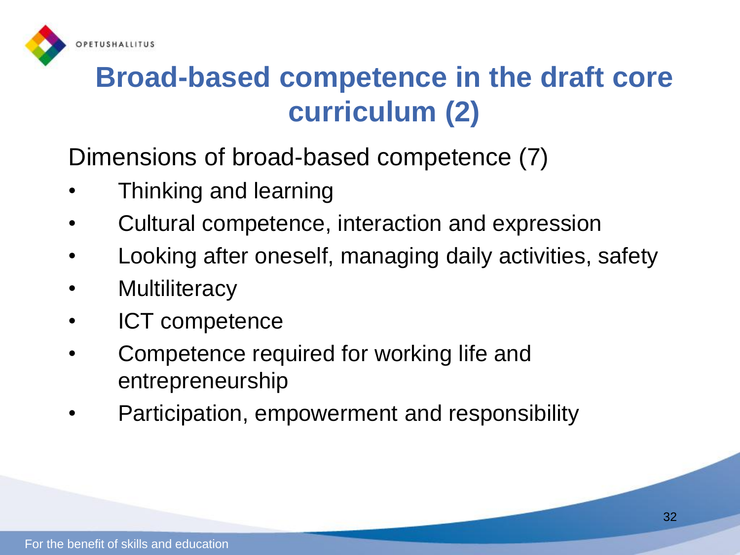# Broad-based competence in the draft core curriculum (2)

Dimensions of broad-based competence (7)

- Thinking and learning
- Cultural competence, interaction and expression
- Looking after oneself, managing daily activities, safety
- Multiliteracy
- ICT competence
- Competence required for working life and entrepreneurship
- Participation, empowerment and responsibility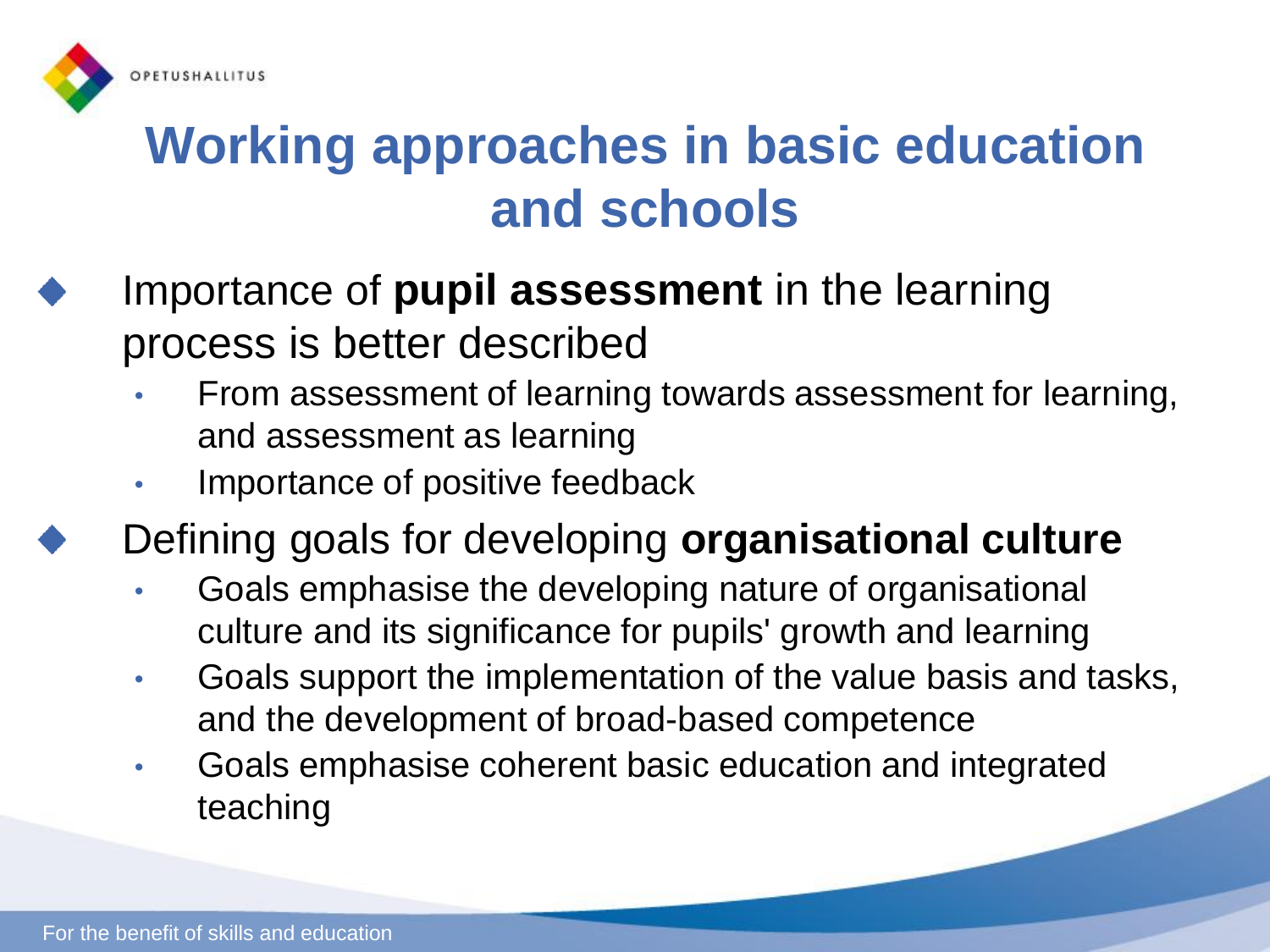# Working approaches in basic education and schools

- Importance of **pupil assessment** in the learning process is better described
  - From assessment of learning towards assessment for learning, and assessment as learning
  - Importance of positive feedback
- Defining goals for developing **organisational culture**
  - Goals emphasise the developing nature of organisational culture and its significance for pupils' growth and learning
  - Goals support the implementation of the value basis and tasks, and the development of broad-based competence
  - Goals emphasise coherent basic education and integrated teaching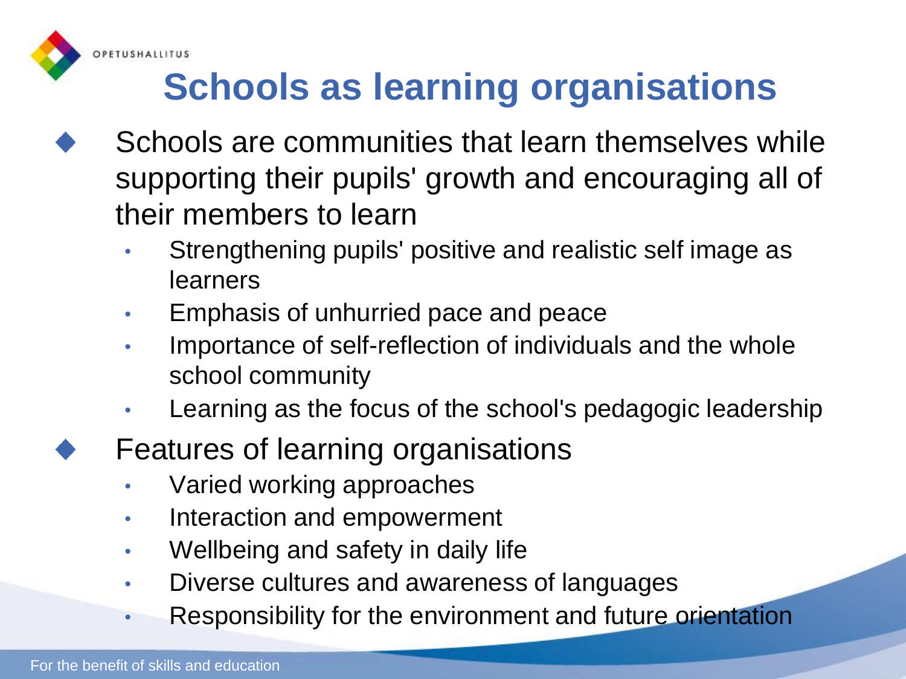# Schools as learning organisations

- Schools are communities that learn themselves while supporting their pupils' growth and encouraging all of their members to learn
  - Strengthening pupils' positive and realistic self image as learners
  - Emphasis of unhurried pace and peace
  - Importance of self-reflection of individuals and the whole school community
  - Learning as the focus of the school's pedagogic leadership
- Features of learning organisations
  - Varied working approaches
  - Interaction and empowerment
  - Wellbeing and safety in daily life
  - Diverse cultures and awareness of languages
  - Responsibility for the environment and future orientation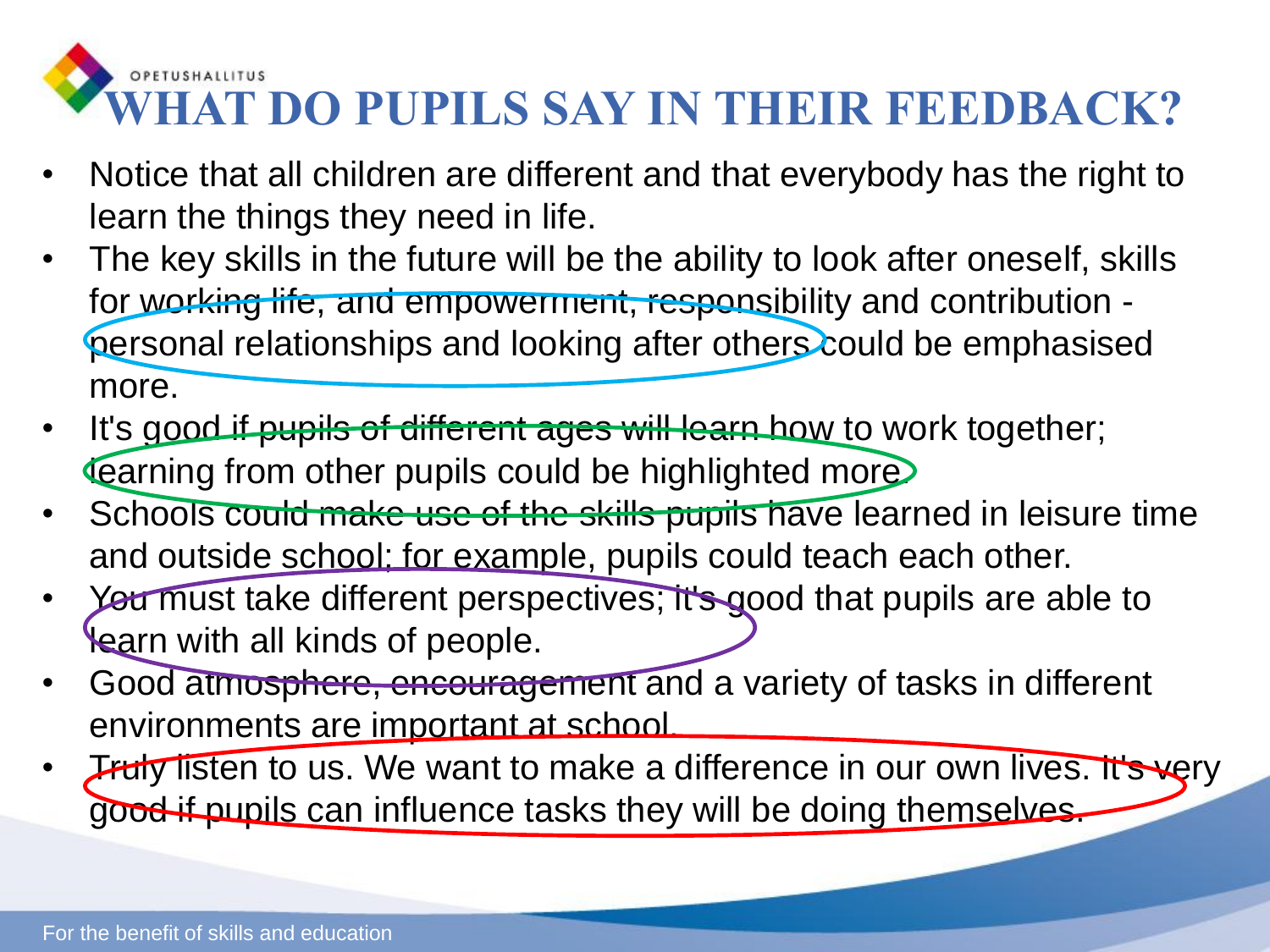OPETUSHALLITUS

# WHAT DO PUPILS SAY IN THEIR FEEDBACK?

- Notice that all children are different and that everybody has the right to learn the things they need in life.
- The key skills in the future will be the ability to look after oneself, skills for working life, and empowerment, responsibility and contribution - personal relationships and looking after others could be emphasised more.
- It's good if pupils of different ages will learn how to work together; learning from other pupils could be highlighted more.
- Schools could make use of the skills pupils have learned in leisure time and outside school; for example, pupils could teach each other.
- You must take different perspectives; it's good that pupils are able to learn with all kinds of people.
- Good atmosphere, encouragement and a variety of tasks in different environments are important at school.
- Truly listen to us. We want to make a difference in our own lives. It's very good if pupils can influence tasks they will be doing themselves.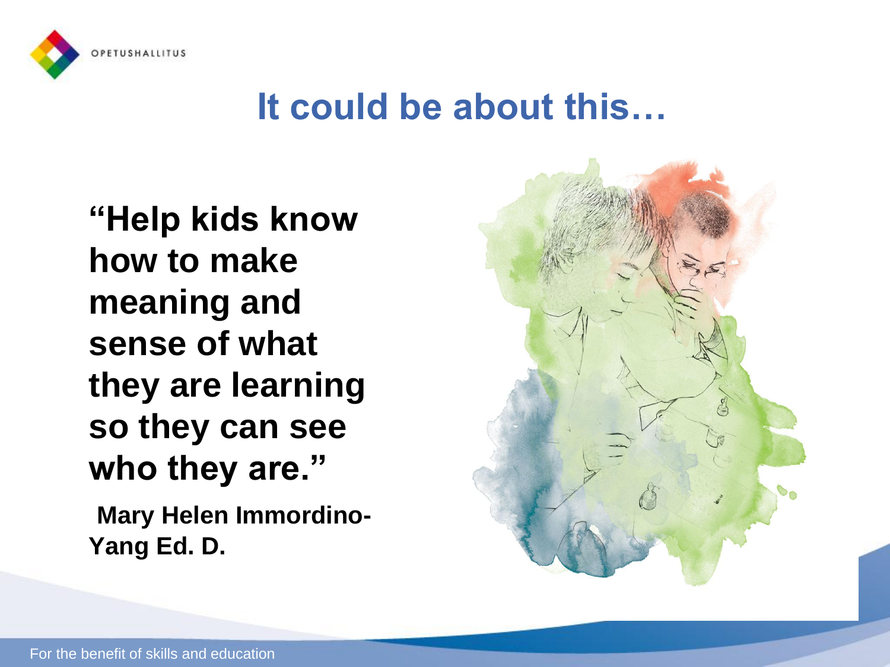# It could be about this…

**"Help kids know how to make meaning and sense of what they are learning so they can see who they are."**

**Mary Helen Immordino-Yang Ed. D.**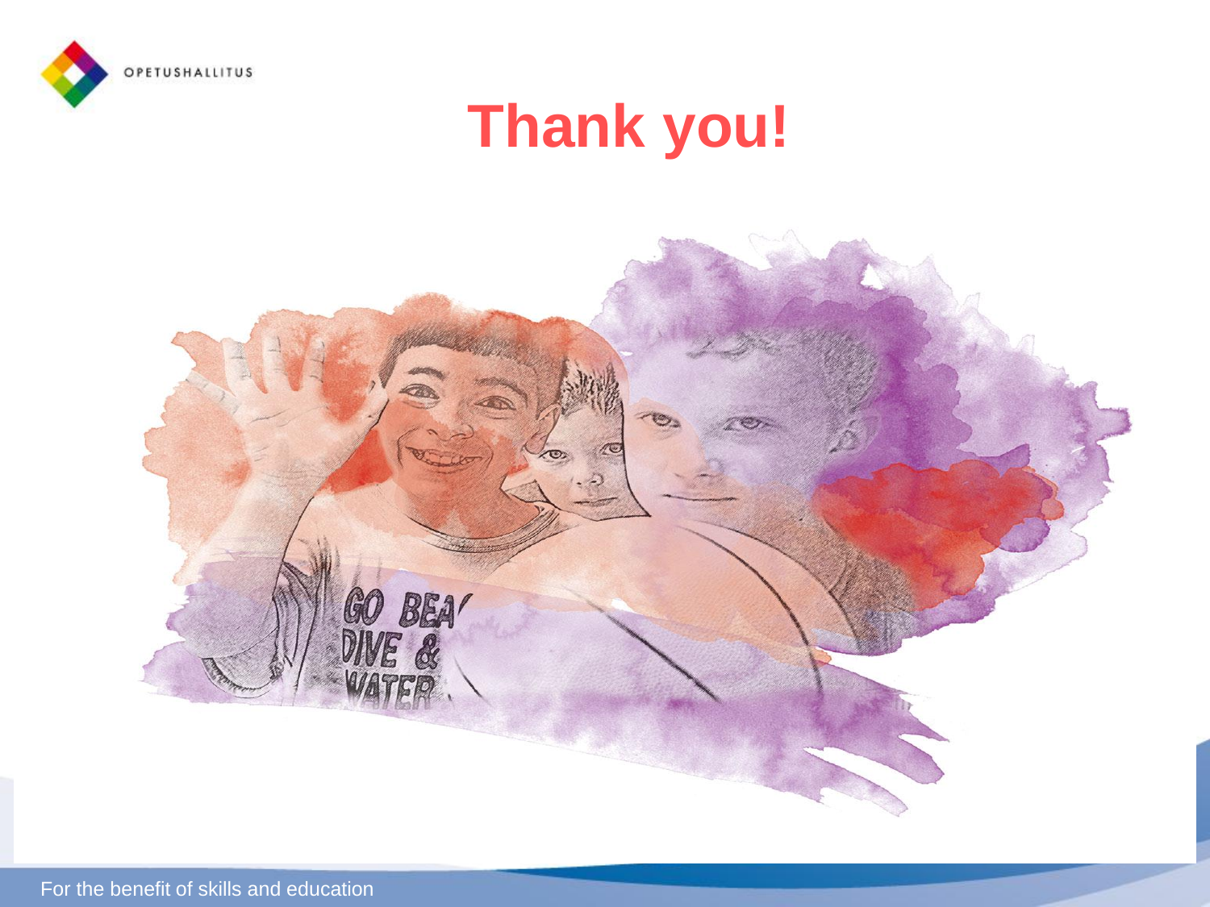# Thank you!